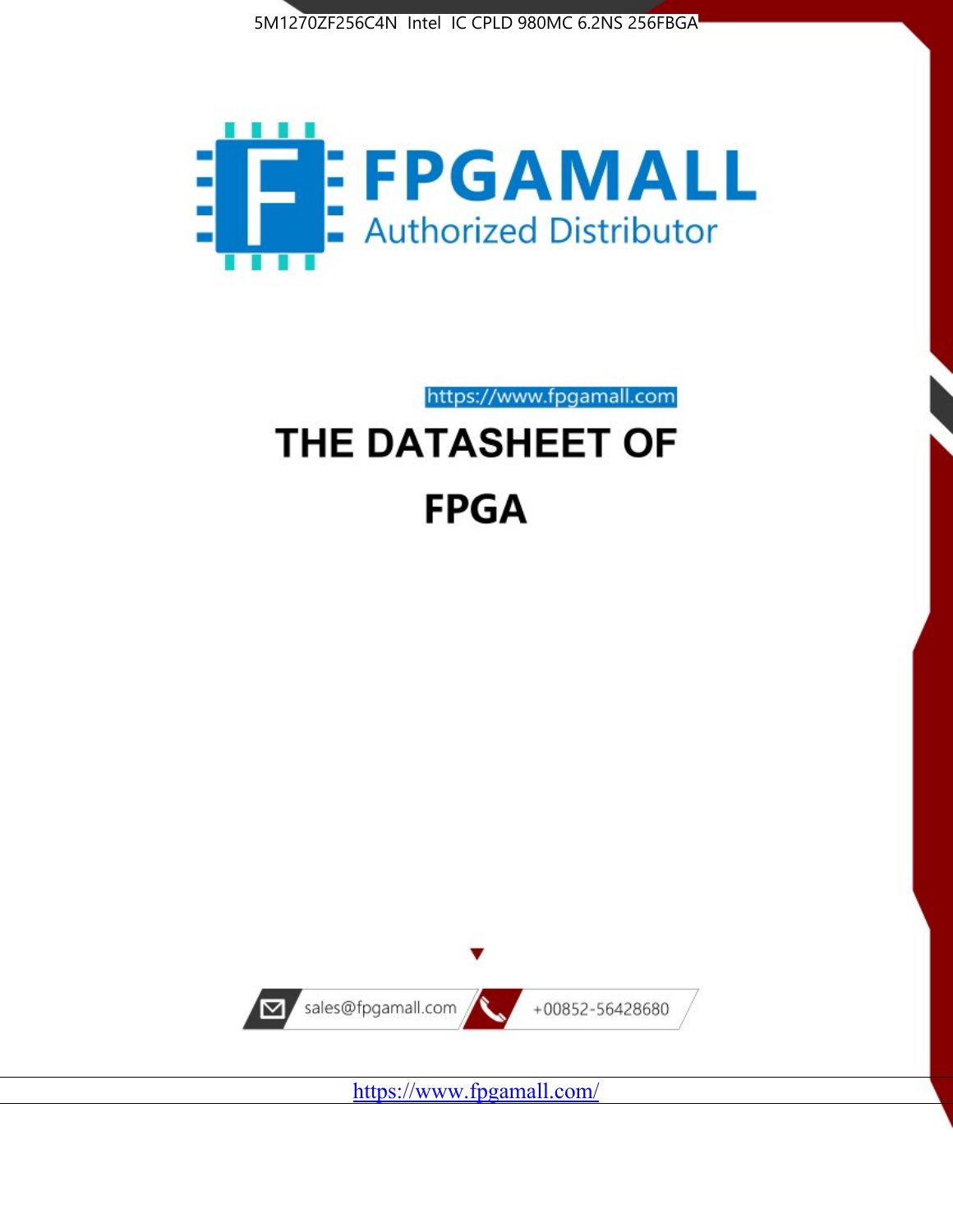5M1270ZF256C4N Intel IC CPLD 980MC 6.2NS 256FBGA

FPGAMALL

Authorized Distributor

https://www.fpgamall.com

# THE DATASHEET OF

# FPGA

sales@fpgamall.com

+00852-56428680

https://www.fpgamall.com/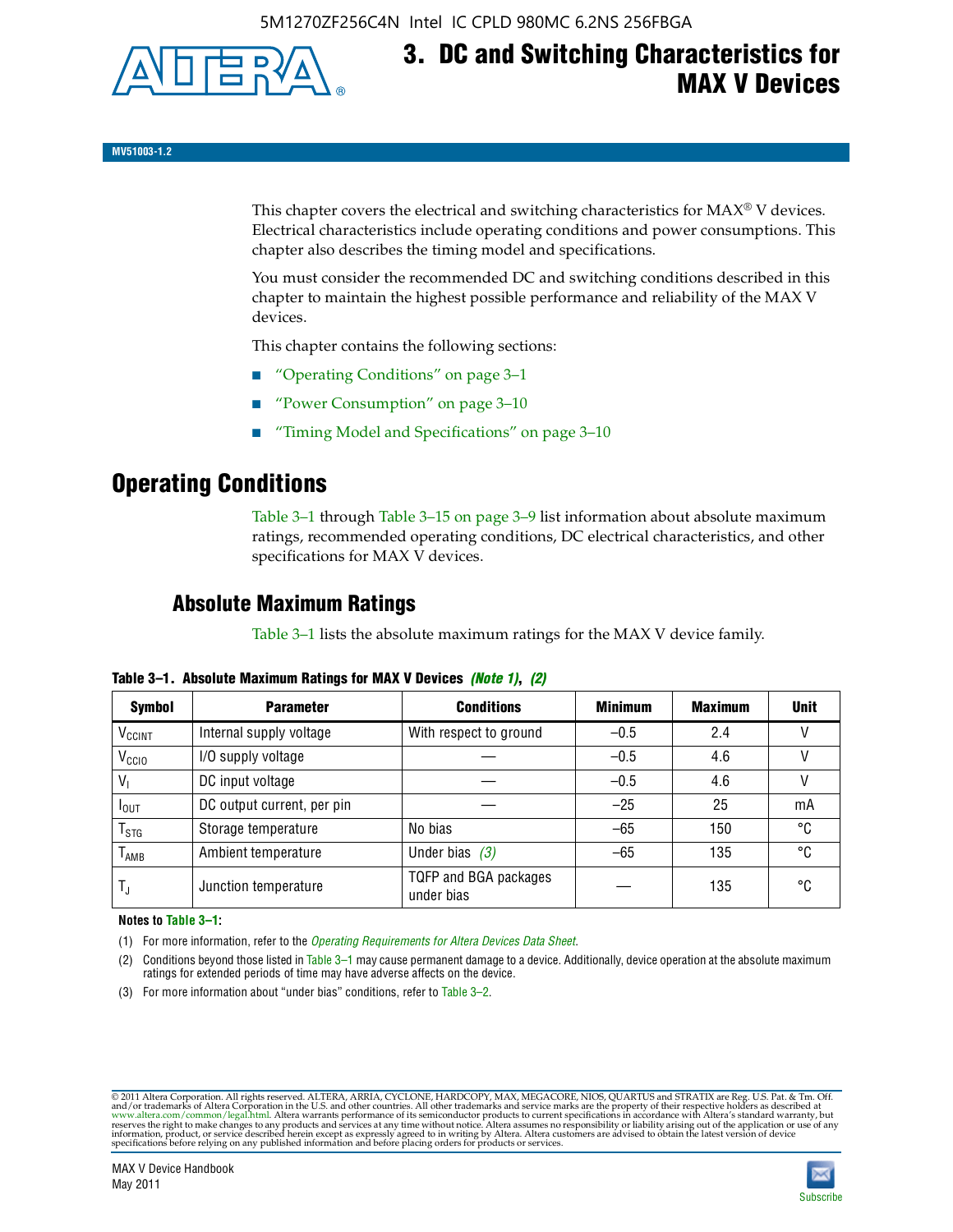# 3. DC and Switching Characteristics for MAX V Devices

**MV51003-1.2**

This chapter covers the electrical and switching characteristics for MAX® V devices. Electrical characteristics include operating conditions and power consumptions. This chapter also describes the timing model and specifications.

You must consider the recommended DC and switching conditions described in this chapter to maintain the highest possible performance and reliability of the MAX V devices.

This chapter contains the following sections:

- "Operating Conditions" on page 3–1
- "Power Consumption" on page 3–10
- "Timing Model and Specifications" on page 3–10

## Operating Conditions

Table 3–1 through Table 3–15 on page 3–9 list information about absolute maximum ratings, recommended operating conditions, DC electrical characteristics, and other specifications for MAX V devices.

### Absolute Maximum Ratings

Table 3–1 lists the absolute maximum ratings for the MAX V device family.

**Table 3–1. Absolute Maximum Ratings for MAX V Devices** *(Note 1)*, *(2)*

| Symbol | Parameter | Conditions | Minimum | Maximum | Unit |
|---|---|---|---|---|---|
| $V_{CCINT}$ | Internal supply voltage | With respect to ground | –0.5 | 2.4 | V |
| $V_{CCIO}$ | I/O supply voltage | — | –0.5 | 4.6 | V |
| $V_I$ | DC input voltage | — | –0.5 | 4.6 | V |
| $I_{OUT}$ | DC output current, per pin | — | –25 | 25 | mA |
| $T_{STG}$ | Storage temperature | No bias | –65 | 150 | °C |
| $T_{AMB}$ | Ambient temperature | Under bias *(3)* | –65 | 135 | °C |
| $T_J$ | Junction temperature | TQFP and BGA packages under bias | — | 135 | °C |

**Notes to Table 3–1:**

(1) For more information, refer to the *Operating Requirements for Altera Devices Data Sheet*.

(2) Conditions beyond those listed in Table 3–1 may cause permanent damage to a device. Additionally, device operation at the absolute maximum ratings for extended periods of time may have adverse effects on the device.

(3) For more information about "under bias" conditions, refer to Table 3–2.

© 2011 Altera Corporation. All rights reserved. ALTERA, ARRIA, CYCLONE, HARDCOPY, MAX, MEGACORE, NIOS, QUARTUS and STRATIX are Reg. U.S. Pat. & Tm. Off. and/or trademarks of Altera Corporation in the U.S. and other countries. All other trademarks and service marks are the property of their respective holders as described at www.altera.com/common/legal.html. Altera warrants performance of its semiconductor products to current specifications in accordance with Altera's standard warranty, but reserves the right to make changes to any products and services at any time without notice. Altera assumes no responsibility or liability arising out of the application or use of any information, product, or service described herein except as expressly agreed to in writing by Altera. Altera customers are advised to obtain the latest version of device specifications before relying on any published information and before placing orders for products or services.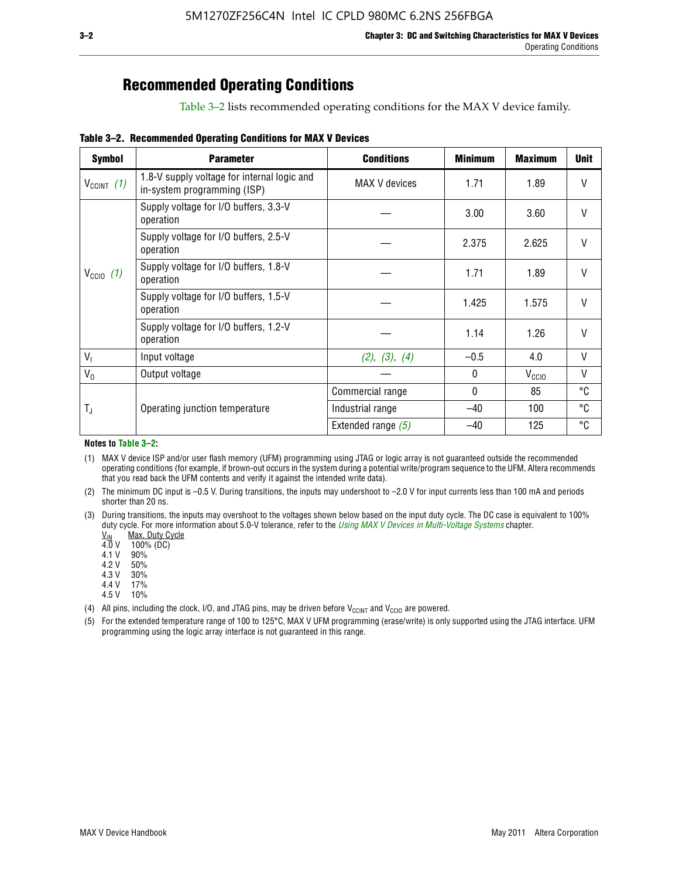## Recommended Operating Conditions

Table 3–2 lists recommended operating conditions for the MAX V device family.

**Table 3–2. Recommended Operating Conditions for MAX V Devices**

| Symbol | Parameter | Conditions | Minimum | Maximum | Unit |
|---|---|---|---|---|---|
| $V_{CCINT}$ *(1)* | 1.8-V supply voltage for internal logic and in-system programming (ISP) | MAX V devices | 1.71 | 1.89 | V |
| $V_{CCIO}$ *(1)* | Supply voltage for I/O buffers, 3.3-V operation | — | 3.00 | 3.60 | V |
| | Supply voltage for I/O buffers, 2.5-V operation | — | 2.375 | 2.625 | V |
| | Supply voltage for I/O buffers, 1.8-V operation | — | 1.71 | 1.89 | V |
| | Supply voltage for I/O buffers, 1.5-V operation | — | 1.425 | 1.575 | V |
| | Supply voltage for I/O buffers, 1.2-V operation | — | 1.14 | 1.26 | V |
| $V_I$ | Input voltage | *(2)*, *(3)*, *(4)* | –0.5 | 4.0 | V |
| $V_O$ | Output voltage | — | 0 | $V_{CCIO}$ | V |
| $T_J$ | Operating junction temperature | Commercial range | 0 | 85 | °C |
| | | Industrial range | –40 | 100 | °C |
| | | Extended range *(5)* | –40 | 125 | °C |

**Notes to Table 3–2:**

(1) MAX V device ISP and/or user flash memory (UFM) programming using JTAG or logic array is not guaranteed outside the recommended operating conditions (for example, if brown-out occurs in the system during a potential write/program sequence to the UFM, Altera recommends that you read back the UFM contents and verify it against the intended write data).

(2) The minimum DC input is –0.5 V. During transitions, the inputs may undershoot to –2.0 V for input currents less than 100 mA and periods shorter than 20 ns.

(3) During transitions, the inputs may overshoot to the voltages shown below based on the input duty cycle. The DC case is equivalent to 100% duty cycle. For more information about 5.0-V tolerance, refer to the *Using MAX V Devices in Multi-Voltage Systems* chapter.

| $V_{IN}$ | Max. Duty Cycle |
|---|---|
| 4.0 V | 100% (DC) |
| 4.1 V | 90% |
| 4.2 V | 50% |
| 4.3 V | 30% |
| 4.4 V | 17% |
| 4.5 V | 10% |

(4) All pins, including the clock, I/O, and JTAG pins, may be driven before $V_{CCINT}$ and $V_{CCIO}$ are powered.

(5) For the extended temperature range of 100 to 125°C, MAX V UFM programming (erase/write) is only supported using the JTAG interface. UFM programming using the logic array interface is not guaranteed in this range.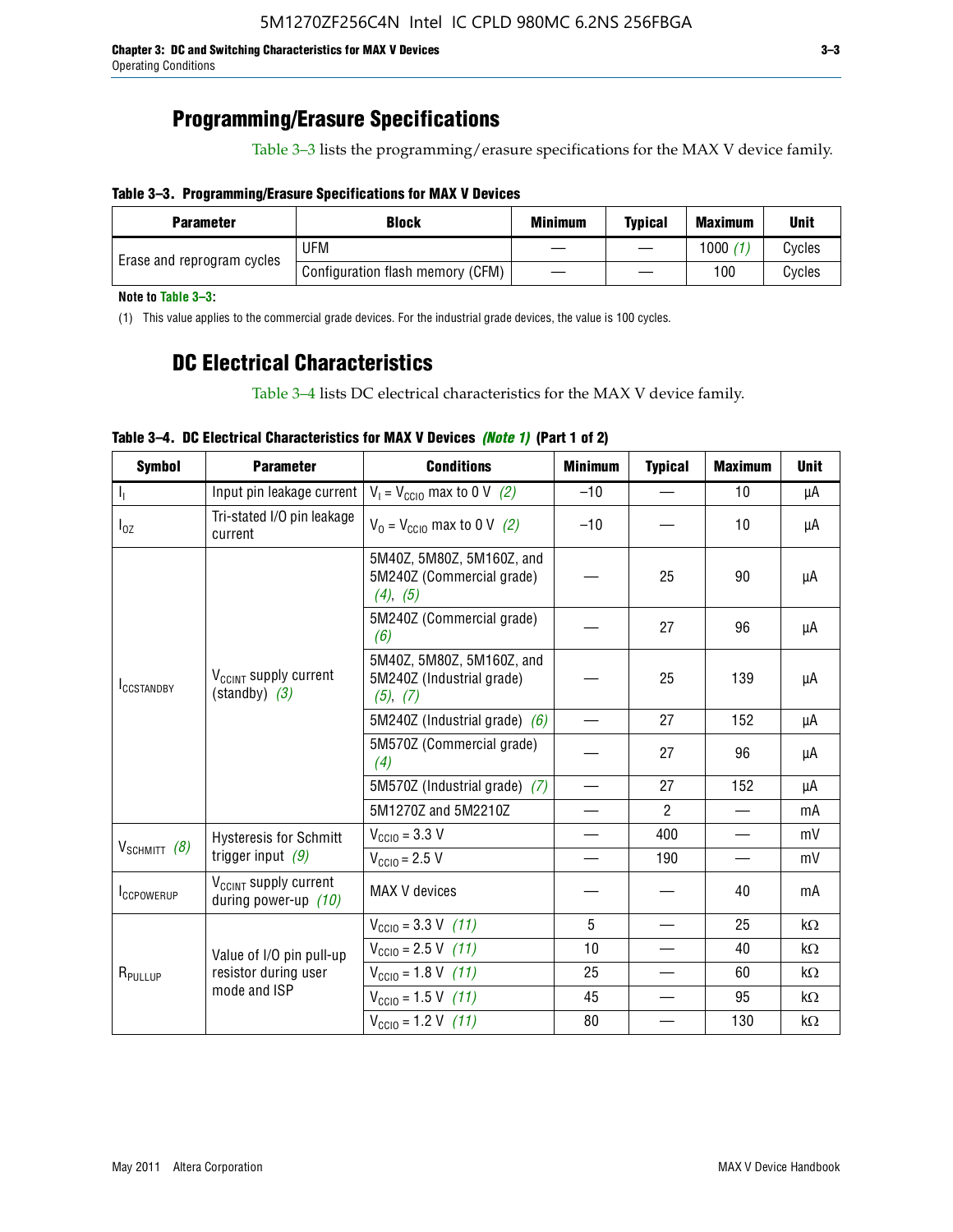## Programming/Erasure Specifications

Table 3–3 lists the programming/erasure specifications for the MAX V device family.

**Table 3–3. Programming/Erasure Specifications for MAX V Devices**

| Parameter | Block | Minimum | Typical | Maximum | Unit |
|---|---|---|---|---|---|
| Erase and reprogram cycles | UFM | — | — | 1000 *(1)* | Cycles |
| | Configuration flash memory (CFM) | — | — | 100 | Cycles |

**Note to Table 3–3:**

(1) This value applies to the commercial grade devices. For the industrial grade devices, the value is 100 cycles.

## DC Electrical Characteristics

Table 3–4 lists DC electrical characteristics for the MAX V device family.

**Table 3–4. DC Electrical Characteristics for MAX V Devices *(Note 1)* (Part 1 of 2)**

| Symbol | Parameter | Conditions | Minimum | Typical | Maximum | Unit |
|---|---|---|---|---|---|---|
| $I_I$ | Input pin leakage current | $V_I = V_{CCIO}$ max to 0 V *(2)* | –10 | — | 10 | µA |
| $I_{OZ}$ | Tri-stated I/O pin leakage current | $V_O = V_{CCIO}$ max to 0 V *(2)* | –10 | — | 10 | µA |
| $I_{CCSTANDBY}$ | $V_{CCINT}$ supply current (standby) *(3)* | 5M40Z, 5M80Z, 5M160Z, and 5M240Z (Commercial grade) *(4)*, *(5)* | — | 25 | 90 | µA |
| | | 5M240Z (Commercial grade) *(6)* | — | 27 | 96 | µA |
| | | 5M40Z, 5M80Z, 5M160Z, and 5M240Z (Industrial grade) *(5)*, *(7)* | — | 25 | 139 | µA |
| | | 5M240Z (Industrial grade) *(6)* | — | 27 | 152 | µA |
| | | 5M570Z (Commercial grade) *(4)* | — | 27 | 96 | µA |
| | | 5M570Z (Industrial grade) *(7)* | — | 27 | 152 | µA |
| | | 5M1270Z and 5M2210Z | — | 2 | — | mA |
| $V_{SCHMITT}$ *(8)* | Hysteresis for Schmitt trigger input *(9)* | $V_{CCIO}$ = 3.3 V | — | 400 | — | mV |
| | | $V_{CCIO}$ = 2.5 V | — | 190 | — | mV |
| $I_{CCPOWERUP}$ | $V_{CCINT}$ supply current during power-up *(10)* | MAX V devices | — | — | 40 | mA |
| $R_{PULLUP}$ | Value of I/O pin pull-up resistor during user mode and ISP | $V_{CCIO}$ = 3.3 V *(11)* | 5 | — | 25 | kΩ |
| | | $V_{CCIO}$ = 2.5 V *(11)* | 10 | — | 40 | kΩ |
| | | $V_{CCIO}$ = 1.8 V *(11)* | 25 | — | 60 | kΩ |
| | | $V_{CCIO}$ = 1.5 V *(11)* | 45 | — | 95 | kΩ |
| | | $V_{CCIO}$ = 1.2 V *(11)* | 80 | — | 130 | kΩ |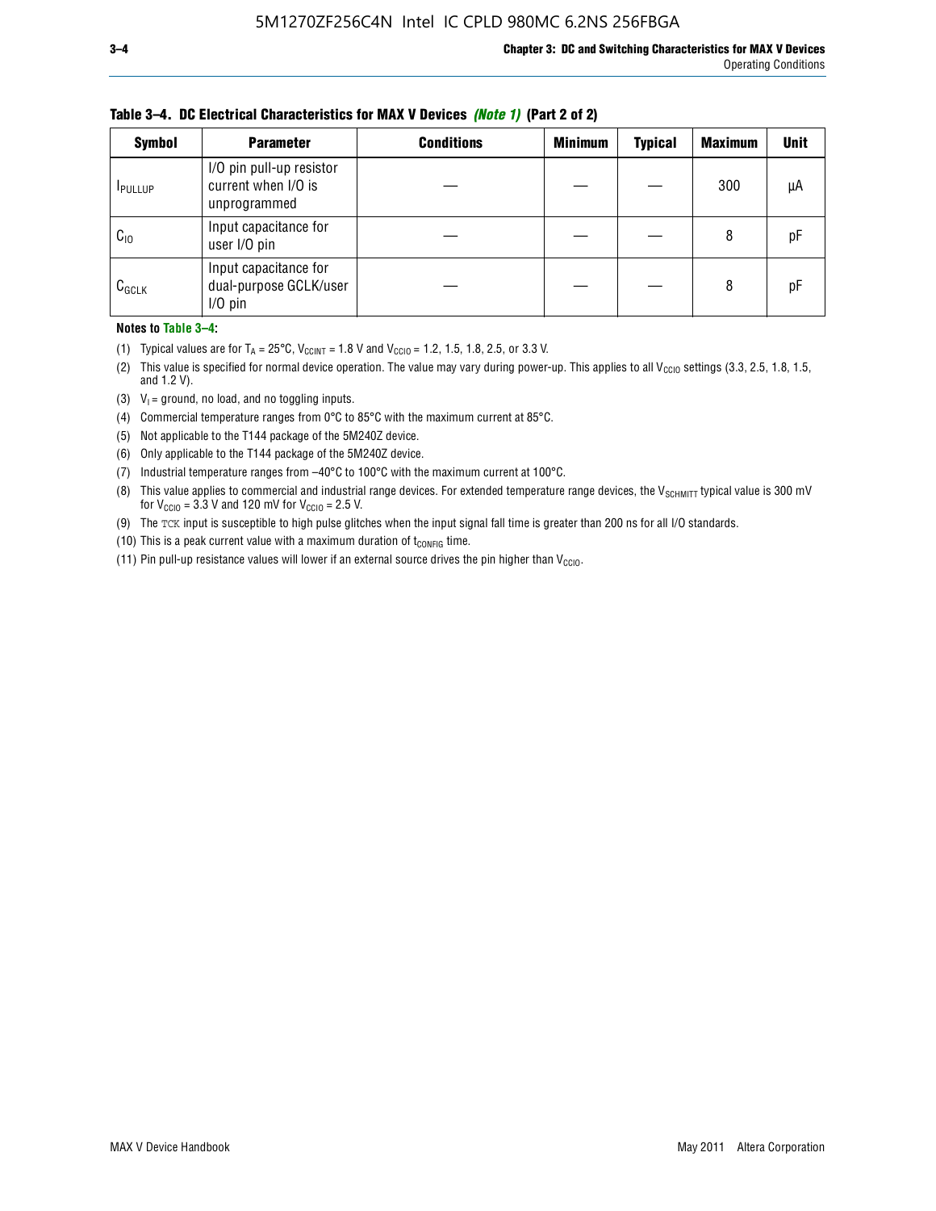**Table 3–4. DC Electrical Characteristics for MAX V Devices** ***(Note 1)*** **(Part 2 of 2)**

| Symbol | Parameter | Conditions | Minimum | Typical | Maximum | Unit |
|---|---|---|---|---|---|---|
| $I_{PULLUP}$ | I/O pin pull-up resistor current when I/O is unprogrammed | — | — | — | 300 | µA |
| $C_{IO}$ | Input capacitance for user I/O pin | — | — | — | 8 | pF |
| $C_{GCLK}$ | Input capacitance for dual-purpose GCLK/user I/O pin | — | — | — | 8 | pF |

**Notes to Table 3–4:**

(1) Typical values are for $T_A$ = 25°C, $V_{CCINT}$ = 1.8 V and $V_{CCIO}$ = 1.2, 1.5, 1.8, 2.5, or 3.3 V.

(2) This value is specified for normal device operation. The value may vary during power-up. This applies to all $V_{CCIO}$ settings (3.3, 2.5, 1.8, 1.5, and 1.2 V).

(3) $V_I$ = ground, no load, and no toggling inputs.

(4) Commercial temperature ranges from 0°C to 85°C with the maximum current at 85°C.

(5) Not applicable to the T144 package of the 5M240Z device.

(6) Only applicable to the T144 package of the 5M240Z device.

(7) Industrial temperature ranges from –40°C to 100°C with the maximum current at 100°C.

(8) This value applies to commercial and industrial range devices. For extended temperature range devices, the $V_{SCHMITT}$ typical value is 300 mV for $V_{CCIO}$ = 3.3 V and 120 mV for $V_{CCIO}$ = 2.5 V.

(9) The TCK input is susceptible to high pulse glitches when the input signal fall time is greater than 200 ns for all I/O standards.

(10) This is a peak current value with a maximum duration of $t_{CONFIG}$ time.

(11) Pin pull-up resistance values will lower if an external source drives the pin higher than $V_{CCIO}$.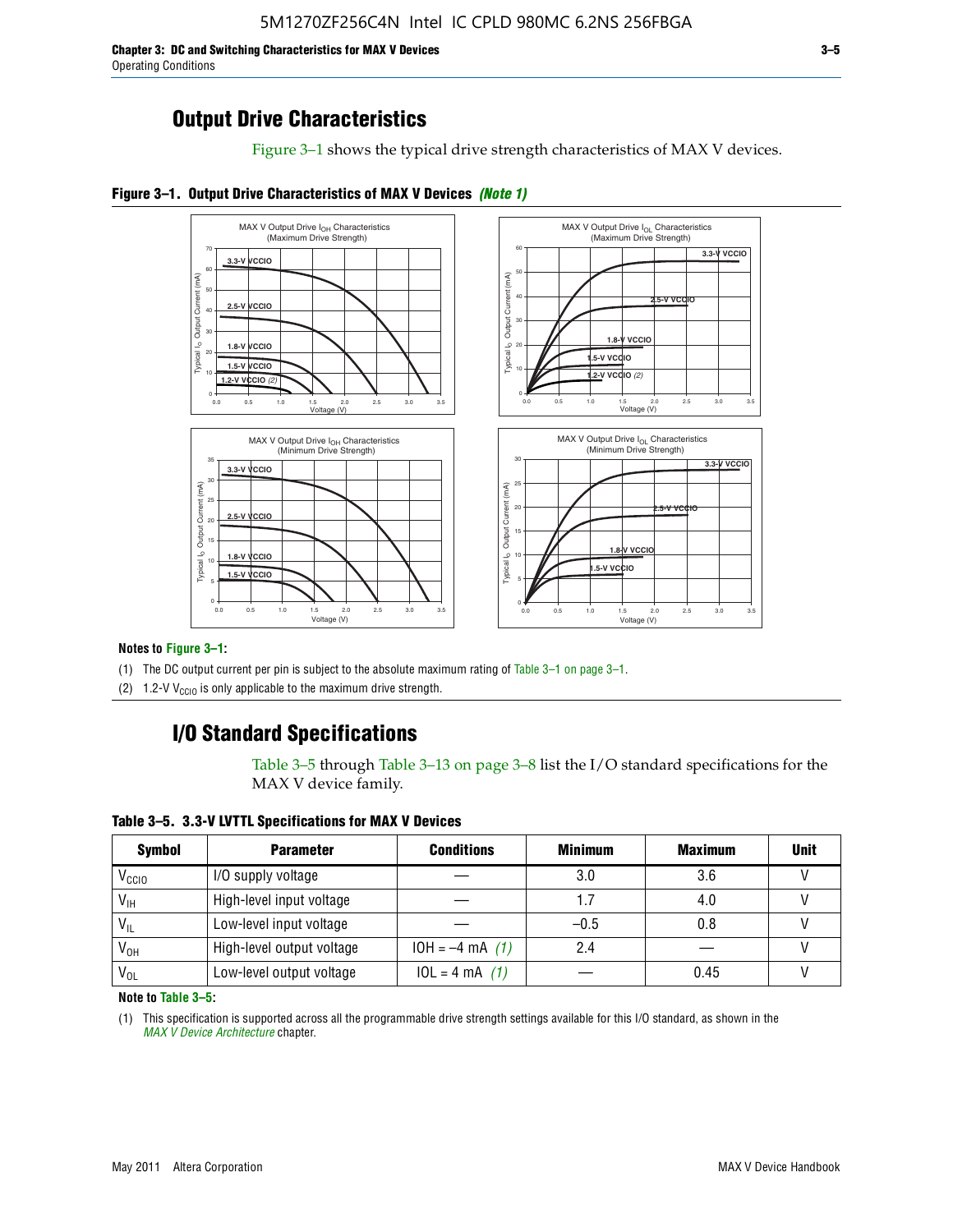## Output Drive Characteristics

Figure 3–1 shows the typical drive strength characteristics of MAX V devices.

**Figure 3–1. Output Drive Characteristics of MAX V Devices** ***(Note 1)***

**Notes to Figure 3–1:**

(1) The DC output current per pin is subject to the absolute maximum rating of Table 3–1 on page 3–1.

(2) 1.2-V $V_{CCIO}$ is only applicable to the maximum drive strength.

## I/O Standard Specifications

Table 3–5 through Table 3–13 on page 3–8 list the I/O standard specifications for the MAX V device family.

**Table 3–5. 3.3-V LVTTL Specifications for MAX V Devices**

| Symbol | Parameter | Conditions | Minimum | Maximum | Unit |
|---|---|---|---|---|---|
| $V_{CCIO}$ | I/O supply voltage | — | 3.0 | 3.6 | V |
| $V_{IH}$ | High-level input voltage | — | 1.7 | 4.0 | V |
| $V_{IL}$ | Low-level input voltage | — | –0.5 | 0.8 | V |
| $V_{OH}$ | High-level output voltage | IOH = –4 mA *(1)* | 2.4 | — | V |
| $V_{OL}$ | Low-level output voltage | IOL = 4 mA *(1)* | — | 0.45 | V |

**Note to Table 3–5:**

(1) This specification is supported across all the programmable drive strength settings available for this I/O standard, as shown in the *MAX V Device Architecture* chapter.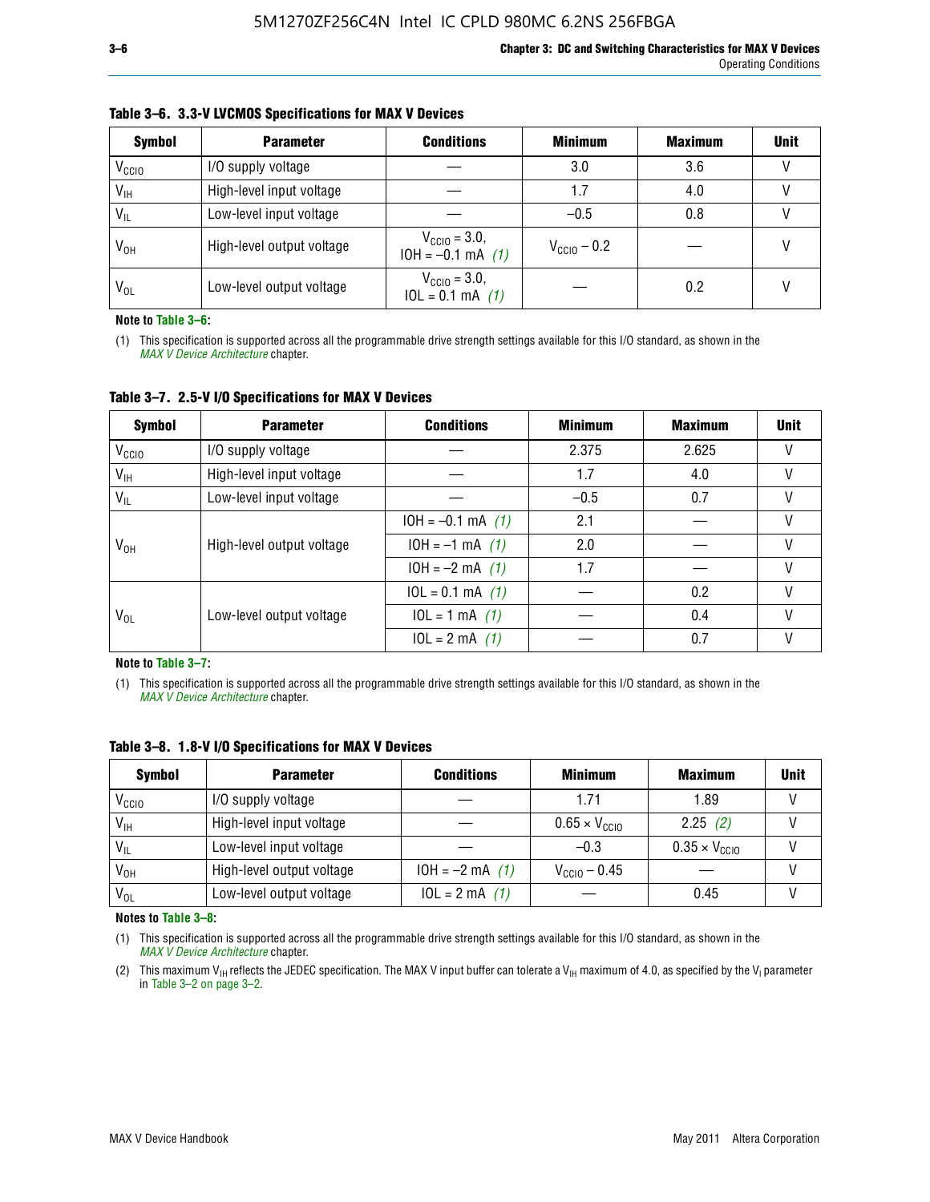**Table 3–6. 3.3-V LVCMOS Specifications for MAX V Devices**

| Symbol | Parameter | Conditions | Minimum | Maximum | Unit |
|---|---|---|---|---|---|
| $V_{CCIO}$ | I/O supply voltage | — | 3.0 | 3.6 | V |
| $V_{IH}$ | High-level input voltage | — | 1.7 | 4.0 | V |
| $V_{IL}$ | Low-level input voltage | — | –0.5 | 0.8 | V |
| $V_{OH}$ | High-level output voltage | $V_{CCIO}$ = 3.0, IOH = –0.1 mA *(1)* | $V_{CCIO}$ – 0.2 | — | V |
| $V_{OL}$ | Low-level output voltage | $V_{CCIO}$ = 3.0, IOL = 0.1 mA *(1)* | — | 0.2 | V |

**Note to Table 3–6:**

(1) This specification is supported across all the programmable drive strength settings available for this I/O standard, as shown in the *MAX V Device Architecture* chapter.

**Table 3–7. 2.5-V I/O Specifications for MAX V Devices**

| Symbol | Parameter | Conditions | Minimum | Maximum | Unit |
|---|---|---|---|---|---|
| $V_{CCIO}$ | I/O supply voltage | — | 2.375 | 2.625 | V |
| $V_{IH}$ | High-level input voltage | — | 1.7 | 4.0 | V |
| $V_{IL}$ | Low-level input voltage | — | –0.5 | 0.7 | V |
| $V_{OH}$ | High-level output voltage | IOH = –0.1 mA *(1)* | 2.1 | — | V |
| | | IOH = –1 mA *(1)* | 2.0 | — | V |
| | | IOH = –2 mA *(1)* | 1.7 | — | V |
| $V_{OL}$ | Low-level output voltage | IOL = 0.1 mA *(1)* | — | 0.2 | V |
| | | IOL = 1 mA *(1)* | — | 0.4 | V |
| | | IOL = 2 mA *(1)* | — | 0.7 | V |

**Note to Table 3–7:**

(1) This specification is supported across all the programmable drive strength settings available for this I/O standard, as shown in the *MAX V Device Architecture* chapter.

**Table 3–8. 1.8-V I/O Specifications for MAX V Devices**

| Symbol | Parameter | Conditions | Minimum | Maximum | Unit |
|---|---|---|---|---|---|
| $V_{CCIO}$ | I/O supply voltage | — | 1.71 | 1.89 | V |
| $V_{IH}$ | High-level input voltage | — | 0.65 × $V_{CCIO}$ | 2.25 *(2)* | V |
| $V_{IL}$ | Low-level input voltage | — | –0.3 | 0.35 × $V_{CCIO}$ | V |
| $V_{OH}$ | High-level output voltage | IOH = –2 mA *(1)* | $V_{CCIO}$ – 0.45 | — | V |
| $V_{OL}$ | Low-level output voltage | IOL = 2 mA *(1)* | — | 0.45 | V |

**Notes to Table 3–8:**

(1) This specification is supported across all the programmable drive strength settings available for this I/O standard, as shown in the *MAX V Device Architecture* chapter.

(2) This maximum $V_{IH}$ reflects the JEDEC specification. The MAX V input buffer can tolerate a $V_{IH}$ maximum of 4.0, as specified by the $V_I$ parameter in Table 3–2 on page 3–2.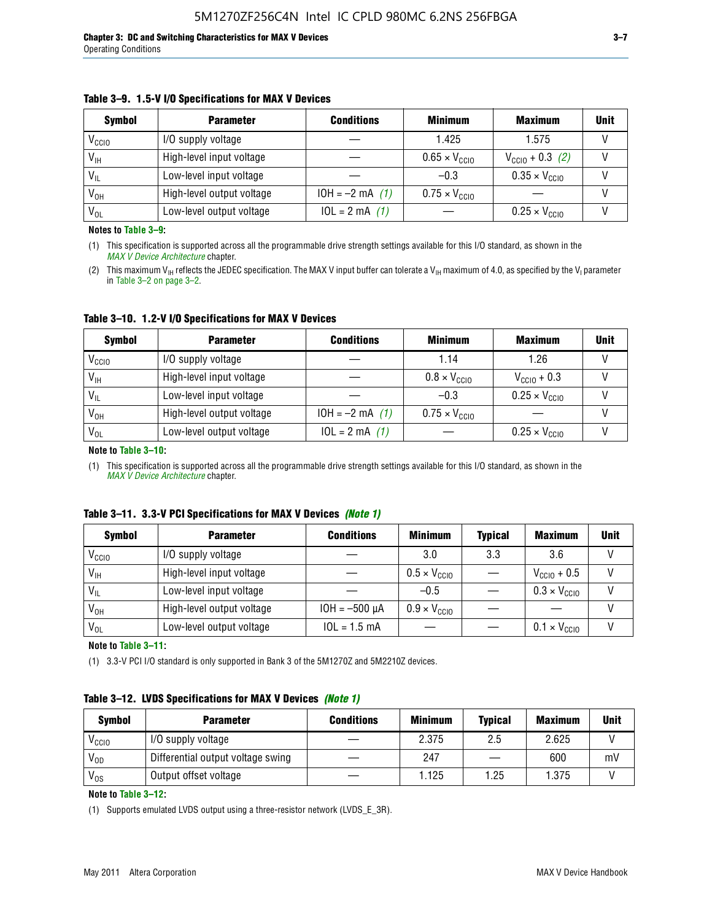**Table 3–9. 1.5-V I/O Specifications for MAX V Devices**

| Symbol | Parameter | Conditions | Minimum | Maximum | Unit |
|---|---|---|---|---|---|
| $V_{CCIO}$ | I/O supply voltage | — | 1.425 | 1.575 | V |
| $V_{IH}$ | High-level input voltage | — | 0.65 × $V_{CCIO}$ | $V_{CCIO}$ + 0.3 *(2)* | V |
| $V_{IL}$ | Low-level input voltage | — | –0.3 | 0.35 × $V_{CCIO}$ | V |
| $V_{OH}$ | High-level output voltage | IOH = –2 mA *(1)* | 0.75 × $V_{CCIO}$ | — | V |
| $V_{OL}$ | Low-level output voltage | IOL = 2 mA *(1)* | — | 0.25 × $V_{CCIO}$ | V |

**Notes to Table 3–9:**

(1) This specification is supported across all the programmable drive strength settings available for this I/O standard, as shown in the *MAX V Device Architecture* chapter.

(2) This maximum $V_{IH}$ reflects the JEDEC specification. The MAX V input buffer can tolerate a $V_{IH}$ maximum of 4.0, as specified by the $V_I$ parameter in Table 3–2 on page 3–2.

**Table 3–10. 1.2-V I/O Specifications for MAX V Devices**

| Symbol | Parameter | Conditions | Minimum | Maximum | Unit |
|---|---|---|---|---|---|
| $V_{CCIO}$ | I/O supply voltage | — | 1.14 | 1.26 | V |
| $V_{IH}$ | High-level input voltage | — | 0.8 × $V_{CCIO}$ | $V_{CCIO}$ + 0.3 | V |
| $V_{IL}$ | Low-level input voltage | — | –0.3 | 0.25 × $V_{CCIO}$ | V |
| $V_{OH}$ | High-level output voltage | IOH = –2 mA *(1)* | 0.75 × $V_{CCIO}$ | — | V |
| $V_{OL}$ | Low-level output voltage | IOL = 2 mA *(1)* | — | 0.25 × $V_{CCIO}$ | V |

**Note to Table 3–10:**

(1) This specification is supported across all the programmable drive strength settings available for this I/O standard, as shown in the *MAX V Device Architecture* chapter.

**Table 3–11. 3.3-V PCI Specifications for MAX V Devices *(Note 1)***

| Symbol | Parameter | Conditions | Minimum | Typical | Maximum | Unit |
|---|---|---|---|---|---|---|
| $V_{CCIO}$ | I/O supply voltage | — | 3.0 | 3.3 | 3.6 | V |
| $V_{IH}$ | High-level input voltage | — | 0.5 × $V_{CCIO}$ | — | $V_{CCIO}$ + 0.5 | V |
| $V_{IL}$ | Low-level input voltage | — | –0.5 | — | 0.3 × $V_{CCIO}$ | V |
| $V_{OH}$ | High-level output voltage | IOH = –500 µA | 0.9 × $V_{CCIO}$ | — | — | V |
| $V_{OL}$ | Low-level output voltage | IOL = 1.5 mA | — | — | 0.1 × $V_{CCIO}$ | V |

**Note to Table 3–11:**

(1) 3.3-V PCI I/O standard is only supported in Bank 3 of the 5M1270Z and 5M2210Z devices.

**Table 3–12. LVDS Specifications for MAX V Devices *(Note 1)***

| Symbol | Parameter | Conditions | Minimum | Typical | Maximum | Unit |
|---|---|---|---|---|---|---|
| $V_{CCIO}$ | I/O supply voltage | — | 2.375 | 2.5 | 2.625 | V |
| $V_{OD}$ | Differential output voltage swing | — | 247 | — | 600 | mV |
| $V_{OS}$ | Output offset voltage | — | 1.125 | 1.25 | 1.375 | V |

**Note to Table 3–12:**

(1) Supports emulated LVDS output using a three-resistor network (LVDS_E_3R).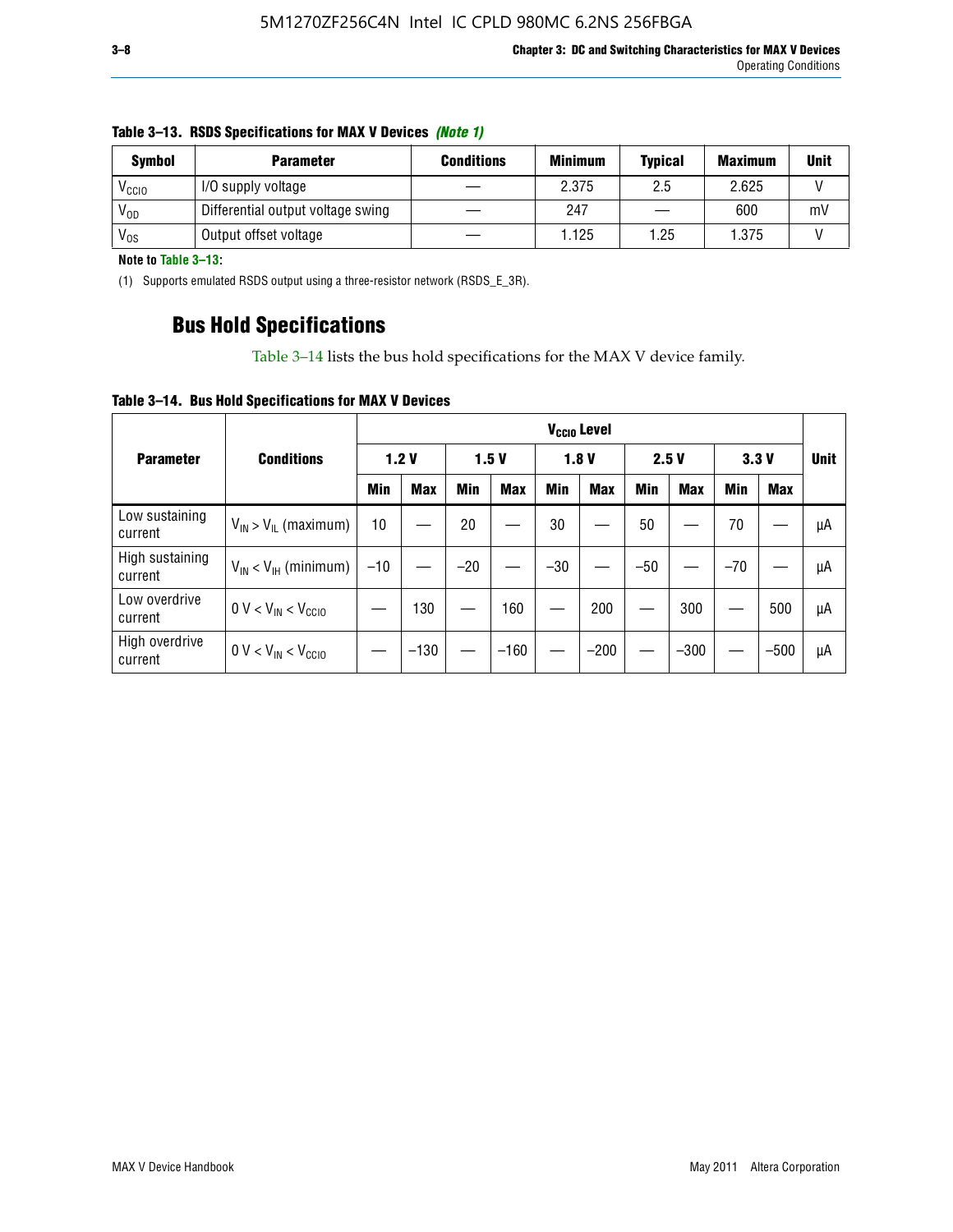**Table 3–13. RSDS Specifications for MAX V Devices *(Note 1)***

| Symbol | Parameter | Conditions | Minimum | Typical | Maximum | Unit |
|---|---|---|---|---|---|---|
| $V_{CCIO}$ | I/O supply voltage | — | 2.375 | 2.5 | 2.625 | V |
| $V_{OD}$ | Differential output voltage swing | — | 247 | — | 600 | mV |
| $V_{OS}$ | Output offset voltage | — | 1.125 | 1.25 | 1.375 | V |

**Note to Table 3–13:**

(1) Supports emulated RSDS output using a three-resistor network (RSDS_E_3R).

## Bus Hold Specifications

Table 3–14 lists the bus hold specifications for the MAX V device family.

**Table 3–14. Bus Hold Specifications for MAX V Devices**

| Parameter | Conditions | $V_{CCIO}$ Level | | | | | | | | | | Unit |
|---|---|---|---|---|---|---|---|---|---|---|---|---|
| | | 1.2 V | | 1.5 V | | 1.8 V | | 2.5 V | | 3.3 V | | |
| | | Min | Max | Min | Max | Min | Max | Min | Max | Min | Max | |
| Low sustaining current | $V_{IN} > V_{IL}$ (maximum) | 10 | — | 20 | — | 30 | — | 50 | — | 70 | — | µA |
| High sustaining current | $V_{IN} < V_{IH}$ (minimum) | –10 | — | –20 | — | –30 | — | –50 | — | –70 | — | µA |
| Low overdrive current | $0 V < V_{IN} < V_{CCIO}$ | — | 130 | — | 160 | — | 200 | — | 300 | — | 500 | µA |
| High overdrive current | $0 V < V_{IN} < V_{CCIO}$ | — | –130 | — | –160 | — | –200 | — | –300 | — | –500 | µA |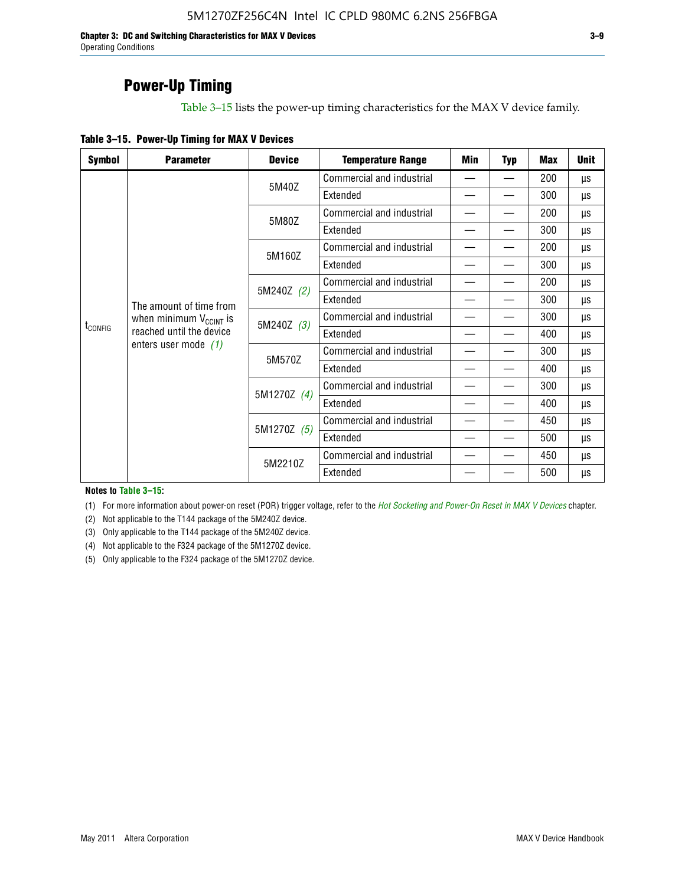## Power-Up Timing

Table 3–15 lists the power-up timing characteristics for the MAX V device family.

**Table 3–15. Power-Up Timing for MAX V Devices**

| Symbol | Parameter | Device | Temperature Range | Min | Typ | Max | Unit |
|---|---|---|---|---|---|---|---|
| $t_{CONFIG}$ | The amount of time from when minimum $V_{CCINT}$ is reached until the device enters user mode *(1)* | 5M40Z | Commercial and industrial | — | — | 200 | µs |
| | | | Extended | — | — | 300 | µs |
| | | 5M80Z | Commercial and industrial | — | — | 200 | µs |
| | | | Extended | — | — | 300 | µs |
| | | 5M160Z | Commercial and industrial | — | — | 200 | µs |
| | | | Extended | — | — | 300 | µs |
| | | 5M240Z *(2)* | Commercial and industrial | — | — | 200 | µs |
| | | | Extended | — | — | 300 | µs |
| | | 5M240Z *(3)* | Commercial and industrial | — | — | 300 | µs |
| | | | Extended | — | — | 400 | µs |
| | | 5M570Z | Commercial and industrial | — | — | 300 | µs |
| | | | Extended | — | — | 400 | µs |
| | | 5M1270Z *(4)* | Commercial and industrial | — | — | 300 | µs |
| | | | Extended | — | — | 400 | µs |
| | | 5M1270Z *(5)* | Commercial and industrial | — | — | 450 | µs |
| | | | Extended | — | — | 500 | µs |
| | | 5M2210Z | Commercial and industrial | — | — | 450 | µs |
| | | | Extended | — | — | 500 | µs |

**Notes to Table 3–15:**

(1) For more information about power-on reset (POR) trigger voltage, refer to the *Hot Socketing and Power-On Reset in MAX V Devices* chapter.

(2) Not applicable to the T144 package of the 5M240Z device.

(3) Only applicable to the T144 package of the 5M240Z device.

(4) Not applicable to the F324 package of the 5M1270Z device.

(5) Only applicable to the F324 package of the 5M1270Z device.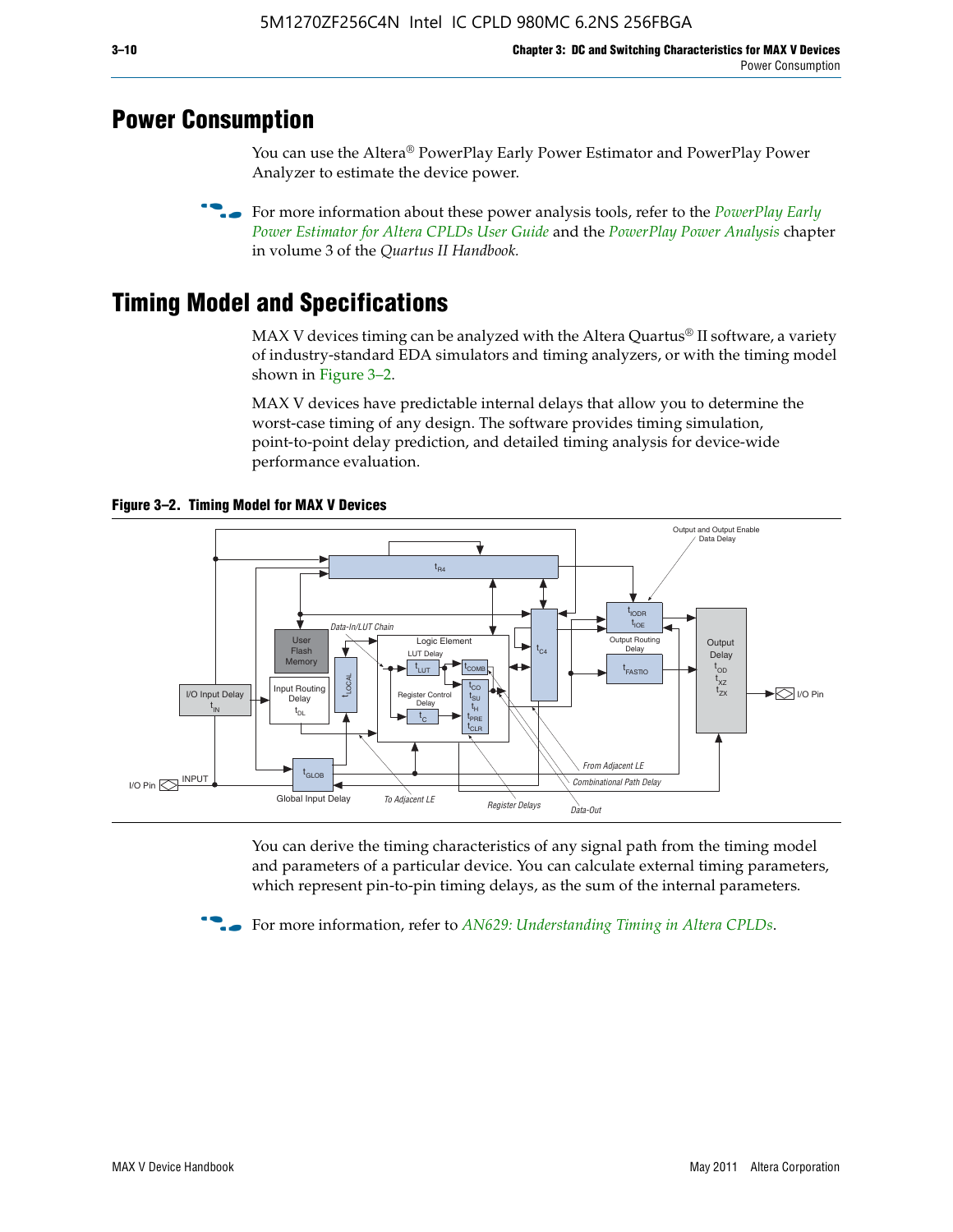## Power Consumption

You can use the Altera® PowerPlay Early Power Estimator and PowerPlay Power Analyzer to estimate the device power.

For more information about these power analysis tools, refer to the *PowerPlay Early Power Estimator for Altera CPLDs User Guide* and the *PowerPlay Power Analysis* chapter in volume 3 of the *Quartus II Handbook.*

## Timing Model and Specifications

MAX V devices timing can be analyzed with the Altera Quartus® II software, a variety of industry-standard EDA simulators and timing analyzers, or with the timing model shown in Figure 3–2.

MAX V devices have predictable internal delays that allow you to determine the worst-case timing of any design. The software provides timing simulation, point-to-point delay prediction, and detailed timing analysis for device-wide performance evaluation.

**Figure 3–2. Timing Model for MAX V Devices**

You can derive the timing characteristics of any signal path from the timing model and parameters of a particular device. You can calculate external timing parameters, which represent pin-to-pin timing delays, as the sum of the internal parameters.

For more information, refer to *AN629: Understanding Timing in Altera CPLDs*.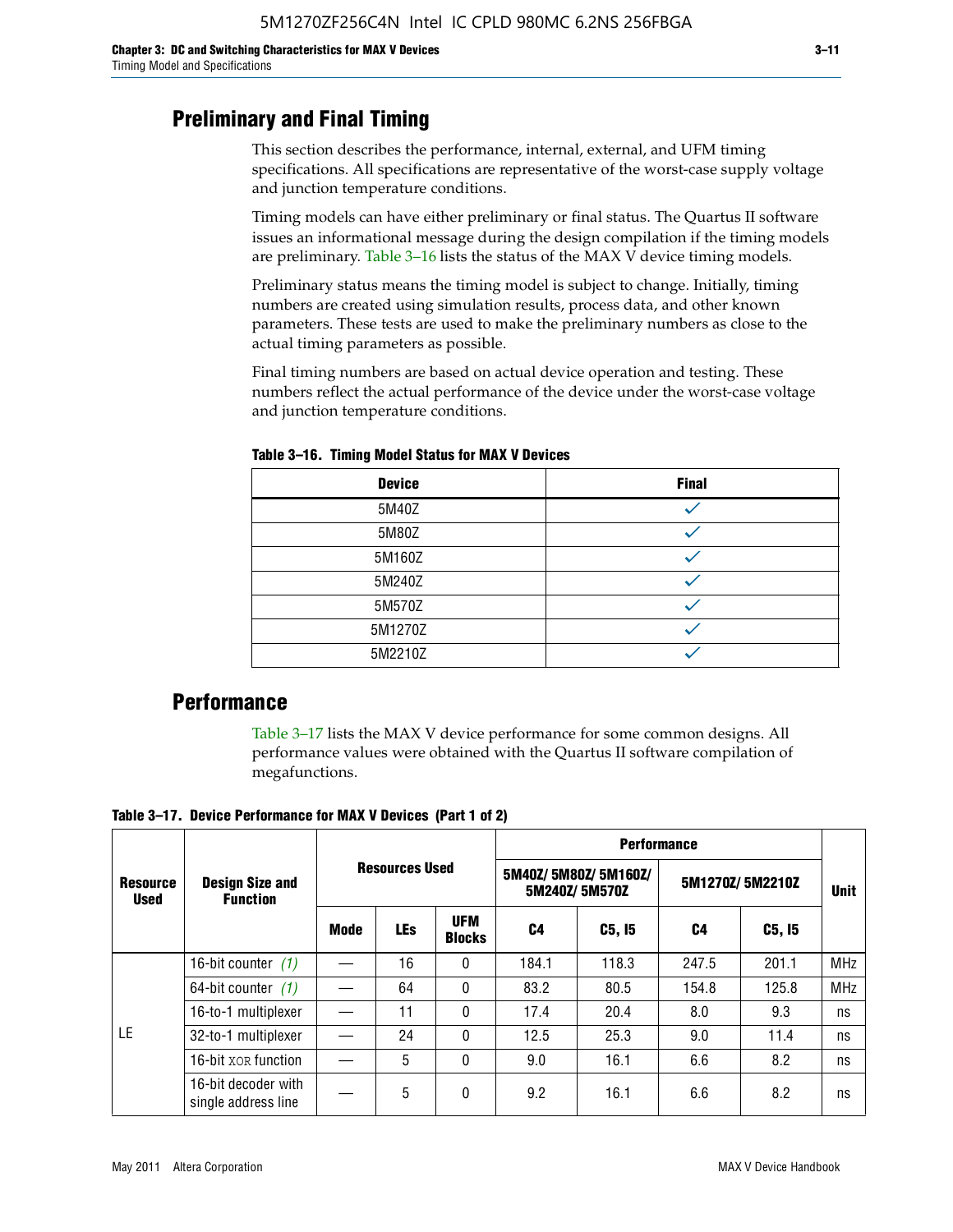## Preliminary and Final Timing

This section describes the performance, internal, external, and UFM timing specifications. All specifications are representative of the worst-case supply voltage and junction temperature conditions.

Timing models can have either preliminary or final status. The Quartus II software issues an informational message during the design compilation if the timing models are preliminary. Table 3–16 lists the status of the MAX V device timing models.

Preliminary status means the timing model is subject to change. Initially, timing numbers are created using simulation results, process data, and other known parameters. These tests are used to make the preliminary numbers as close to the actual timing parameters as possible.

Final timing numbers are based on actual device operation and testing. These numbers reflect the actual performance of the device under the worst-case voltage and junction temperature conditions.

**Table 3–16. Timing Model Status for MAX V Devices**

| Device | Final |
|---|---|
| 5M40Z | ✓ |
| 5M80Z | ✓ |
| 5M160Z | ✓ |
| 5M240Z | ✓ |
| 5M570Z | ✓ |
| 5M1270Z | ✓ |
| 5M2210Z | ✓ |

## Performance

Table 3–17 lists the MAX V device performance for some common designs. All performance values were obtained with the Quartus II software compilation of megafunctions.

**Table 3–17. Device Performance for MAX V Devices (Part 1 of 2)**

| Resource Used | Design Size and Function | Resources Used | | | Performance | | | | Unit |
|---|---|---|---|---|---|---|---|---|---|
| | | | | | 5M40Z/ 5M80Z/ 5M160Z/ 5M240Z/ 5M570Z | | 5M1270Z/ 5M2210Z | | |
| | | Mode | LEs | UFM Blocks | C4 | C5, I5 | C4 | C5, I5 | |
| LE | 16-bit counter *(1)* | — | 16 | 0 | 184.1 | 118.3 | 247.5 | 201.1 | MHz |
| | 64-bit counter *(1)* | — | 64 | 0 | 83.2 | 80.5 | 154.8 | 125.8 | MHz |
| | 16-to-1 multiplexer | — | 11 | 0 | 17.4 | 20.4 | 8.0 | 9.3 | ns |
| | 32-to-1 multiplexer | — | 24 | 0 | 12.5 | 25.3 | 9.0 | 11.4 | ns |
| | 16-bit XOR function | — | 5 | 0 | 9.0 | 16.1 | 6.6 | 8.2 | ns |
| | 16-bit decoder with single address line | — | 5 | 0 | 9.2 | 16.1 | 6.6 | 8.2 | ns |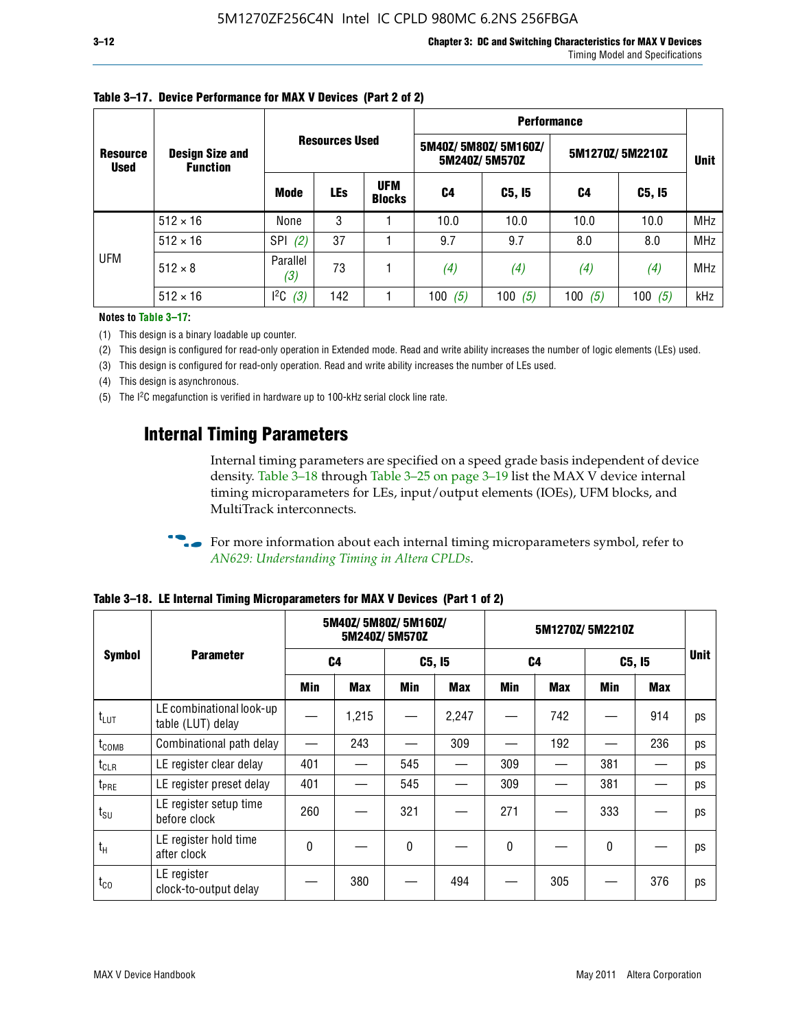**Table 3–17. Device Performance for MAX V Devices (Part 2 of 2)**

| Resource Used | Design Size and Function | Resources Used | | | Performance | | | | Unit |
|---|---|---|---|---|---|---|---|---|---|
| | | | | | 5M40Z/ 5M80Z/ 5M160Z/ 5M240Z/ 5M570Z | | 5M1270Z/ 5M2210Z | | |
| | | Mode | LEs | UFM Blocks | C4 | C5, I5 | C4 | C5, I5 | |
| UFM | 512 × 16 | None | 3 | 1 | 10.0 | 10.0 | 10.0 | 10.0 | MHz |
| | 512 × 16 | SPI *(2)* | 37 | 1 | 9.7 | 9.7 | 8.0 | 8.0 | MHz |
| | 512 × 8 | Parallel *(3)* | 73 | 1 | *(4)* | *(4)* | *(4)* | *(4)* | MHz |
| | 512 × 16 | $I^2C$ *(3)* | 142 | 1 | 100 *(5)* | 100 *(5)* | 100 *(5)* | 100 *(5)* | kHz |

**Notes to Table 3–17:**

(1) This design is a binary loadable up counter.

(2) This design is configured for read-only operation in Extended mode. Read and write ability increases the number of logic elements (LEs) used.

(3) This design is configured for read-only operation. Read and write ability increases the number of LEs used.

(4) This design is asynchronous.

(5) The $I^2C$ megafunction is verified in hardware up to 100-kHz serial clock line rate.

## Internal Timing Parameters

Internal timing parameters are specified on a speed grade basis independent of device density. Table 3–18 through Table 3–25 on page 3–19 list the MAX V device internal timing microparameters for LEs, input/output elements (IOEs), UFM blocks, and MultiTrack interconnects.

For more information about each internal timing microparameters symbol, refer to *AN629: Understanding Timing in Altera CPLDs*.

**Table 3–18. LE Internal Timing Microparameters for MAX V Devices (Part 1 of 2)**

| Symbol | Parameter | 5M40Z/ 5M80Z/ 5M160Z/ 5M240Z/ 5M570Z | | | | 5M1270Z/ 5M2210Z | | | | Unit |
|---|---|---|---|---|---|---|---|---|---|---|
| | | C4 | | C5, I5 | | C4 | | C5, I5 | | |
| | | Min | Max | Min | Max | Min | Max | Min | Max | |
| $t_{LUT}$ | LE combinational look-up table (LUT) delay | — | 1,215 | — | 2,247 | — | 742 | — | 914 | ps |
| $t_{COMB}$ | Combinational path delay | — | 243 | — | 309 | — | 192 | — | 236 | ps |
| $t_{CLR}$ | LE register clear delay | 401 | — | 545 | — | 309 | — | 381 | — | ps |
| $t_{PRE}$ | LE register preset delay | 401 | — | 545 | — | 309 | — | 381 | — | ps |
| $t_{SU}$ | LE register setup time before clock | 260 | — | 321 | — | 271 | — | 333 | — | ps |
| $t_{H}$ | LE register hold time after clock | 0 | — | 0 | — | 0 | — | 0 | — | ps |
| $t_{CO}$ | LE register clock-to-output delay | — | 380 | — | 494 | — | 305 | — | 376 | ps |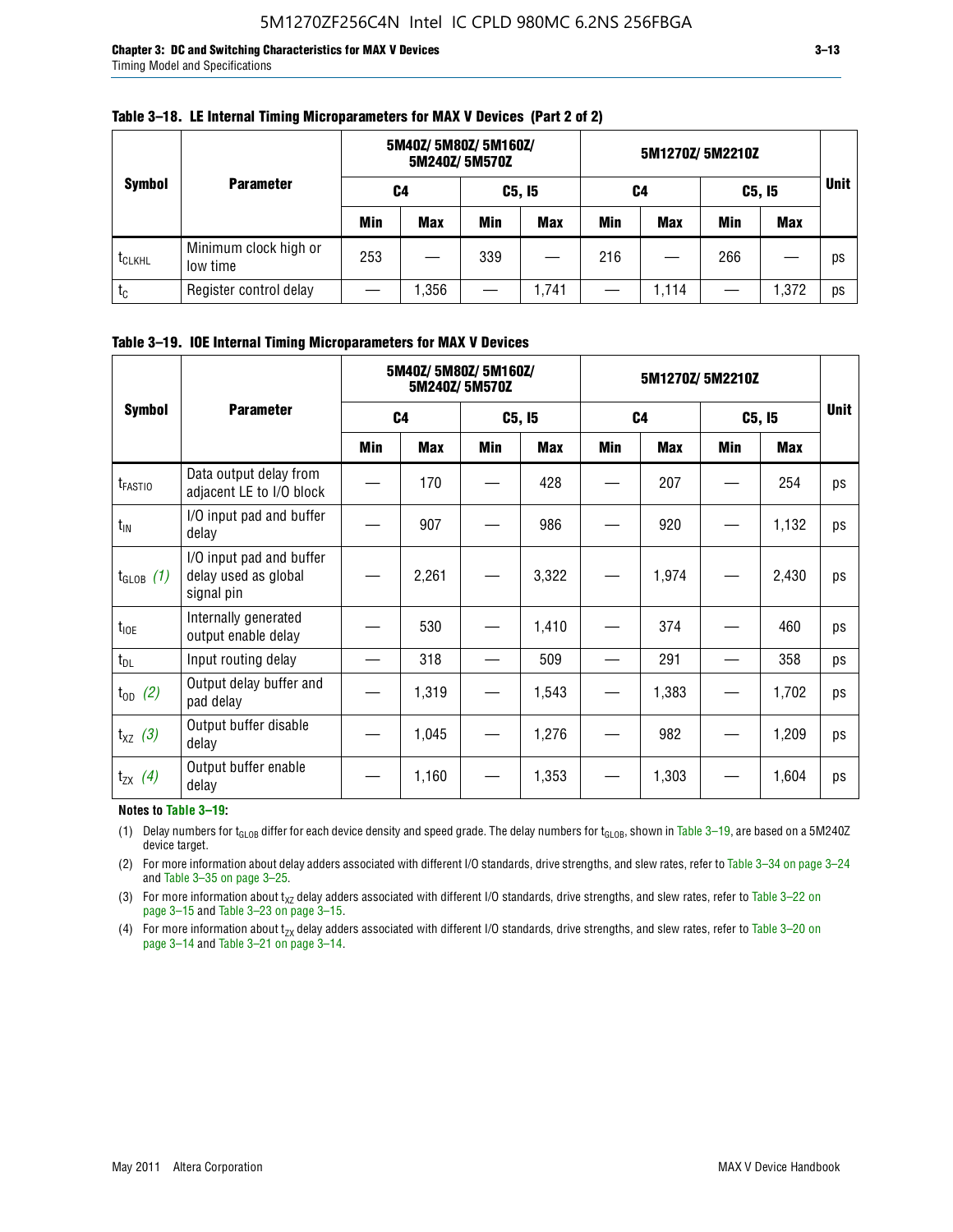**Table 3–18. LE Internal Timing Microparameters for MAX V Devices (Part 2 of 2)**

| Symbol | Parameter | 5M40Z/ 5M80Z/ 5M160Z/ 5M240Z/ 5M570Z | | | | 5M1270Z/ 5M2210Z | | | | Unit |
|---|---|---|---|---|---|---|---|---|---|---|
| | | C4 | | C5, I5 | | C4 | | C5, I5 | | |
| | | Min | Max | Min | Max | Min | Max | Min | Max | |
| $t_{CLKHL}$ | Minimum clock high or low time | 253 | — | 339 | — | 216 | — | 266 | — | ps |
| $t_{C}$ | Register control delay | — | 1,356 | — | 1,741 | — | 1,114 | — | 1,372 | ps |

**Table 3–19. IOE Internal Timing Microparameters for MAX V Devices**

| Symbol | Parameter | 5M40Z/ 5M80Z/ 5M160Z/ 5M240Z/ 5M570Z | | | | 5M1270Z/ 5M2210Z | | | | Unit |
|---|---|---|---|---|---|---|---|---|---|---|
| | | C4 | | C5, I5 | | C4 | | C5, I5 | | |
| | | Min | Max | Min | Max | Min | Max | Min | Max | |
| $t_{FASTIO}$ | Data output delay from adjacent LE to I/O block | — | 170 | — | 428 | — | 207 | — | 254 | ps |
| $t_{IN}$ | I/O input pad and buffer delay | — | 907 | — | 986 | — | 920 | — | 1,132 | ps |
| $t_{GLOB}$ *(1)* | I/O input pad and buffer delay used as global signal pin | — | 2,261 | — | 3,322 | — | 1,974 | — | 2,430 | ps |
| $t_{IOE}$ | Internally generated output enable delay | — | 530 | — | 1,410 | — | 374 | — | 460 | ps |
| $t_{DL}$ | Input routing delay | — | 318 | — | 509 | — | 291 | — | 358 | ps |
| $t_{OD}$ *(2)* | Output delay buffer and pad delay | — | 1,319 | — | 1,543 | — | 1,383 | — | 1,702 | ps |
| $t_{XZ}$ *(3)* | Output buffer disable delay | — | 1,045 | — | 1,276 | — | 982 | — | 1,209 | ps |
| $t_{ZX}$ *(4)* | Output buffer enable delay | — | 1,160 | — | 1,353 | — | 1,303 | — | 1,604 | ps |

**Notes to Table 3–19:**

(1) Delay numbers for $t_{GLOB}$ differ for each device density and speed grade. The delay numbers for $t_{GLOB}$, shown in Table 3–19, are based on a 5M240Z device target.

(2) For more information about delay adders associated with different I/O standards, drive strengths, and slew rates, refer to Table 3–34 on page 3–24 and Table 3–35 on page 3–25.

(3) For more information about $t_{XZ}$ delay adders associated with different I/O standards, drive strengths, and slew rates, refer to Table 3–22 on page 3–15 and Table 3–23 on page 3–15.

(4) For more information about $t_{ZX}$ delay adders associated with different I/O standards, drive strengths, and slew rates, refer to Table 3–20 on page 3–14 and Table 3–21 on page 3–14.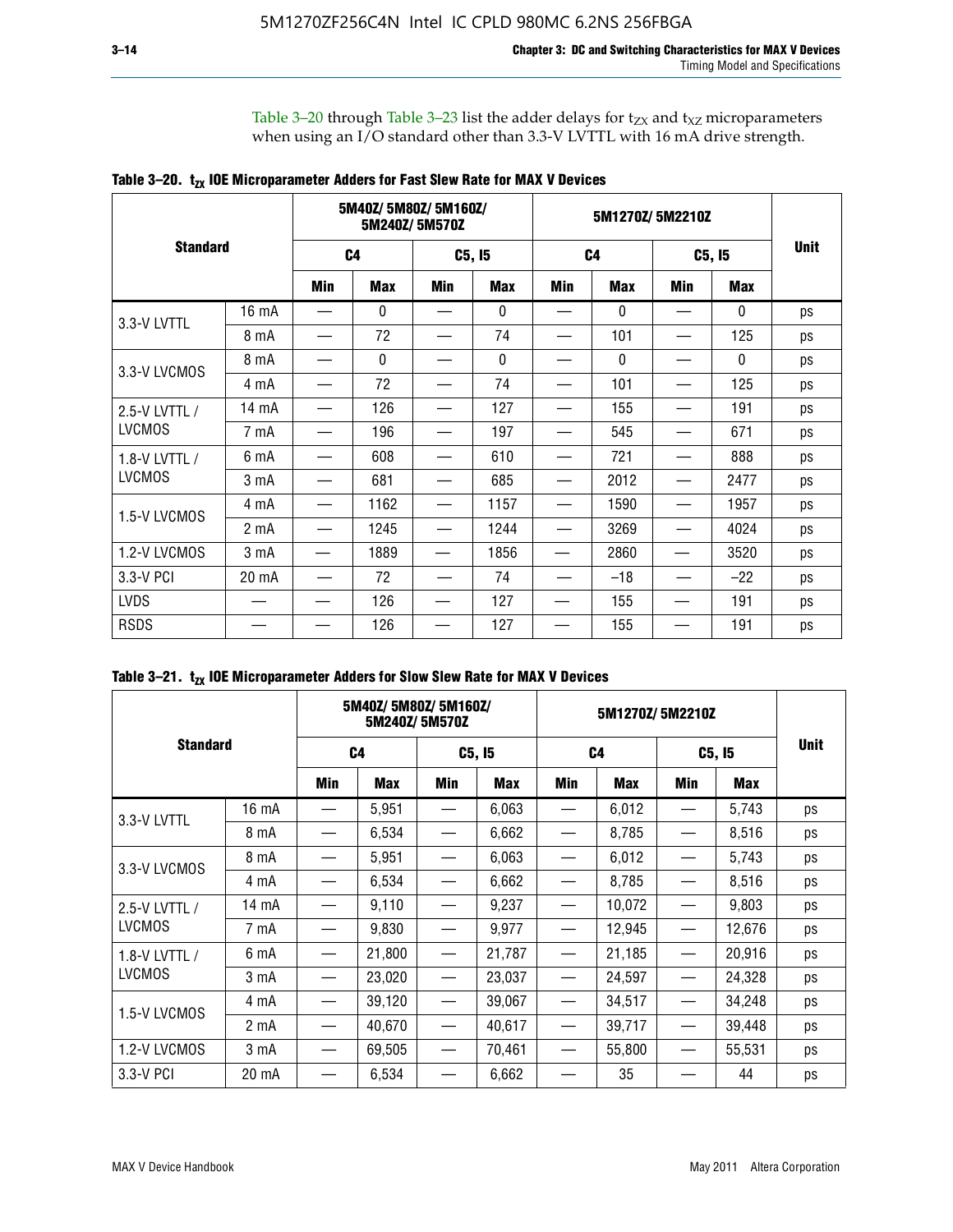Table 3–20 through Table 3–23 list the adder delays for $t_{ZX}$ and $t_{XZ}$ microparameters when using an I/O standard other than 3.3-V LVTTL with 16 mA drive strength.

**Table 3–20. $t_{ZX}$ IOE Microparameter Adders for Fast Slew Rate for MAX V Devices**

| Standard | | 5M40Z/ 5M80Z/ 5M160Z/ 5M240Z/ 5M570Z | | | | 5M1270Z/ 5M2210Z | | | | Unit |
|---|---|---|---|---|---|---|---|---|---|---|
| | | C4 | | C5, I5 | | C4 | | C5, I5 | | |
| | | Min | Max | Min | Max | Min | Max | Min | Max | |
| 3.3-V LVTTL | 16 mA | — | 0 | — | 0 | — | 0 | — | 0 | ps |
| | 8 mA | — | 72 | — | 74 | — | 101 | — | 125 | ps |
| 3.3-V LVCMOS | 8 mA | — | 0 | — | 0 | — | 0 | — | 0 | ps |
| | 4 mA | — | 72 | — | 74 | — | 101 | — | 125 | ps |
| 2.5-V LVTTL / LVCMOS | 14 mA | — | 126 | — | 127 | — | 155 | — | 191 | ps |
| | 7 mA | — | 196 | — | 197 | — | 545 | — | 671 | ps |
| 1.8-V LVTTL / LVCMOS | 6 mA | — | 608 | — | 610 | — | 721 | — | 888 | ps |
| | 3 mA | — | 681 | — | 685 | — | 2012 | — | 2477 | ps |
| 1.5-V LVCMOS | 4 mA | — | 1162 | — | 1157 | — | 1590 | — | 1957 | ps |
| | 2 mA | — | 1245 | — | 1244 | — | 3269 | — | 4024 | ps |
| 1.2-V LVCMOS | 3 mA | — | 1889 | — | 1856 | — | 2860 | — | 3520 | ps |
| 3.3-V PCI | 20 mA | — | 72 | — | 74 | — | –18 | — | –22 | ps |
| LVDS | — | — | 126 | — | 127 | — | 155 | — | 191 | ps |
| RSDS | — | — | 126 | — | 127 | — | 155 | — | 191 | ps |

**Table 3–21. $t_{ZX}$ IOE Microparameter Adders for Slow Slew Rate for MAX V Devices**

| Standard | | 5M40Z/ 5M80Z/ 5M160Z/ 5M240Z/ 5M570Z | | | | 5M1270Z/ 5M2210Z | | | | Unit |
|---|---|---|---|---|---|---|---|---|---|---|
| | | C4 | | C5, I5 | | C4 | | C5, I5 | | |
| | | Min | Max | Min | Max | Min | Max | Min | Max | |
| 3.3-V LVTTL | 16 mA | — | 5,951 | — | 6,063 | — | 6,012 | — | 5,743 | ps |
| | 8 mA | — | 6,534 | — | 6,662 | — | 8,785 | — | 8,516 | ps |
| 3.3-V LVCMOS | 8 mA | — | 5,951 | — | 6,063 | — | 6,012 | — | 5,743 | ps |
| | 4 mA | — | 6,534 | — | 6,662 | — | 8,785 | — | 8,516 | ps |
| 2.5-V LVTTL / LVCMOS | 14 mA | — | 9,110 | — | 9,237 | — | 10,072 | — | 9,803 | ps |
| | 7 mA | — | 9,830 | — | 9,977 | — | 12,945 | — | 12,676 | ps |
| 1.8-V LVTTL / LVCMOS | 6 mA | — | 21,800 | — | 21,787 | — | 21,185 | — | 20,916 | ps |
| | 3 mA | — | 23,020 | — | 23,037 | — | 24,597 | — | 24,328 | ps |
| 1.5-V LVCMOS | 4 mA | — | 39,120 | — | 39,067 | — | 34,517 | — | 34,248 | ps |
| | 2 mA | — | 40,670 | — | 40,617 | — | 39,717 | — | 39,448 | ps |
| 1.2-V LVCMOS | 3 mA | — | 69,505 | — | 70,461 | — | 55,800 | — | 55,531 | ps |
| 3.3-V PCI | 20 mA | — | 6,534 | — | 6,662 | — | 35 | — | 44 | ps |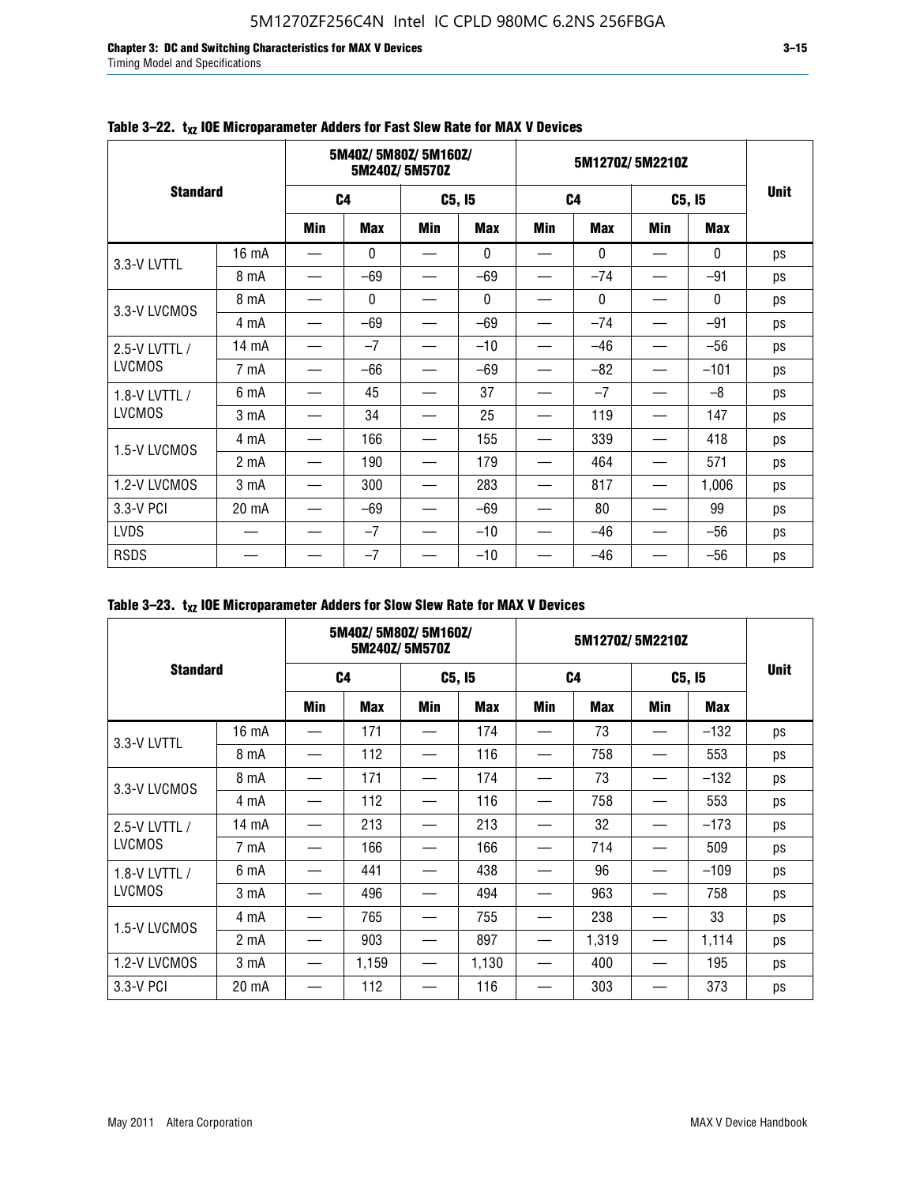**Table 3–22.** $t_{XZ}$ **IOE Microparameter Adders for Fast Slew Rate for MAX V Devices**

| Standard | | 5M40Z/ 5M80Z/ 5M160Z/ 5M240Z/ 5M570Z | | | | 5M1270Z/ 5M2210Z | | | | Unit |
|---|---|---|---|---|---|---|---|---|---|---|
| | | C4 | | C5, I5 | | C4 | | C5, I5 | | |
| | | Min | Max | Min | Max | Min | Max | Min | Max | |
| 3.3-V LVTTL | 16 mA | — | 0 | — | 0 | — | 0 | — | 0 | ps |
| | 8 mA | — | –69 | — | –69 | — | –74 | — | –91 | ps |
| 3.3-V LVCMOS | 8 mA | — | 0 | — | 0 | — | 0 | — | 0 | ps |
| | 4 mA | — | –69 | — | –69 | — | –74 | — | –91 | ps |
| 2.5-V LVTTL / LVCMOS | 14 mA | — | –7 | — | –10 | — | –46 | — | –56 | ps |
| | 7 mA | — | –66 | — | –69 | — | –82 | — | –101 | ps |
| 1.8-V LVTTL / LVCMOS | 6 mA | — | 45 | — | 37 | — | –7 | — | –8 | ps |
| | 3 mA | — | 34 | — | 25 | — | 119 | — | 147 | ps |
| 1.5-V LVCMOS | 4 mA | — | 166 | — | 155 | — | 339 | — | 418 | ps |
| | 2 mA | — | 190 | — | 179 | — | 464 | — | 571 | ps |
| 1.2-V LVCMOS | 3 mA | — | 300 | — | 283 | — | 817 | — | 1,006 | ps |
| 3.3-V PCI | 20 mA | — | –69 | — | –69 | — | 80 | — | 99 | ps |
| LVDS | — | — | –7 | — | –10 | — | –46 | — | –56 | ps |
| RSDS | — | — | –7 | — | –10 | — | –46 | — | –56 | ps |

**Table 3–23.** $t_{XZ}$ **IOE Microparameter Adders for Slow Slew Rate for MAX V Devices**

| Standard | | 5M40Z/ 5M80Z/ 5M160Z/ 5M240Z/ 5M570Z | | | | 5M1270Z/ 5M2210Z | | | | Unit |
|---|---|---|---|---|---|---|---|---|---|---|
| | | C4 | | C5, I5 | | C4 | | C5, I5 | | |
| | | Min | Max | Min | Max | Min | Max | Min | Max | |
| 3.3-V LVTTL | 16 mA | — | 171 | — | 174 | — | 73 | — | –132 | ps |
| | 8 mA | — | 112 | — | 116 | — | 758 | — | 553 | ps |
| 3.3-V LVCMOS | 8 mA | — | 171 | — | 174 | — | 73 | — | –132 | ps |
| | 4 mA | — | 112 | — | 116 | — | 758 | — | 553 | ps |
| 2.5-V LVTTL / LVCMOS | 14 mA | — | 213 | — | 213 | — | 32 | — | –173 | ps |
| | 7 mA | — | 166 | — | 166 | — | 714 | — | 509 | ps |
| 1.8-V LVTTL / LVCMOS | 6 mA | — | 441 | — | 438 | — | 96 | — | –109 | ps |
| | 3 mA | — | 496 | — | 494 | — | 963 | — | 758 | ps |
| 1.5-V LVCMOS | 4 mA | — | 765 | — | 755 | — | 238 | — | 33 | ps |
| | 2 mA | — | 903 | — | 897 | — | 1,319 | — | 1,114 | ps |
| 1.2-V LVCMOS | 3 mA | — | 1,159 | — | 1,130 | — | 400 | — | 195 | ps |
| 3.3-V PCI | 20 mA | — | 112 | — | 116 | — | 303 | — | 373 | ps |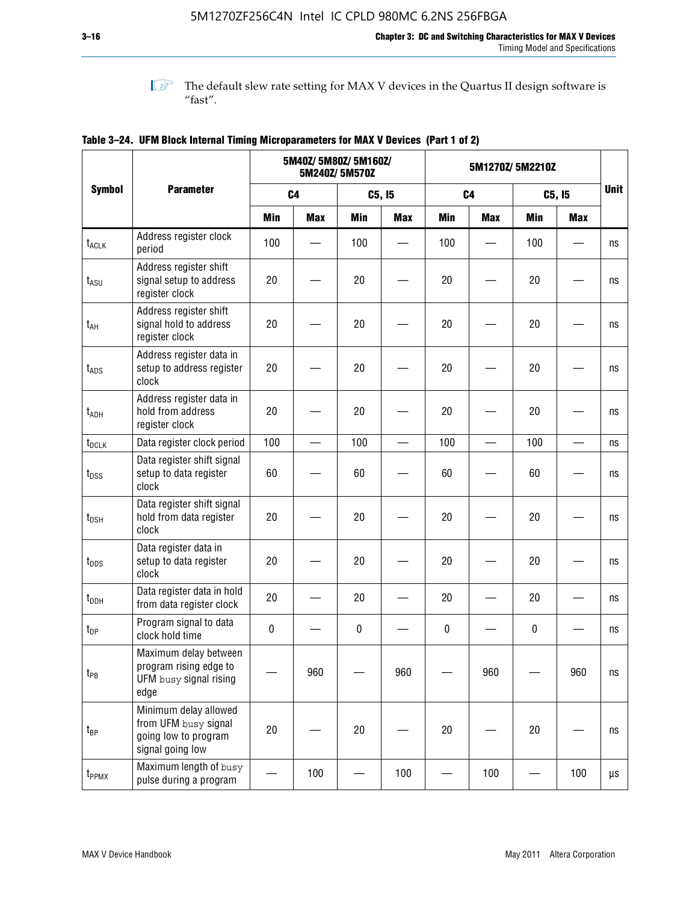The default slew rate setting for MAX V devices in the Quartus II design software is "fast".

**Table 3–24. UFM Block Internal Timing Microparameters for MAX V Devices (Part 1 of 2)**

| Symbol | Parameter | 5M40Z/ 5M80Z/ 5M160Z/ 5M240Z/ 5M570Z | | | | 5M1270Z/ 5M2210Z | | | | Unit |
|---|---|---|---|---|---|---|---|---|---|---|
| | | C4 | | C5, I5 | | C4 | | C5, I5 | | |
| | | Min | Max | Min | Max | Min | Max | Min | Max | |
| $t_{ACLK}$ | Address register clock period | 100 | — | 100 | — | 100 | — | 100 | — | ns |
| $t_{ASU}$ | Address register shift signal setup to address register clock | 20 | — | 20 | — | 20 | — | 20 | — | ns |
| $t_{AH}$ | Address register shift signal hold to address register clock | 20 | — | 20 | — | 20 | — | 20 | — | ns |
| $t_{ADS}$ | Address register data in setup to address register clock | 20 | — | 20 | — | 20 | — | 20 | — | ns |
| $t_{ADH}$ | Address register data in hold from address register clock | 20 | — | 20 | — | 20 | — | 20 | — | ns |
| $t_{DCLK}$ | Data register clock period | 100 | — | 100 | — | 100 | — | 100 | — | ns |
| $t_{DSS}$ | Data register shift signal setup to data register clock | 60 | — | 60 | — | 60 | — | 60 | — | ns |
| $t_{DSH}$ | Data register shift signal hold from data register clock | 20 | — | 20 | — | 20 | — | 20 | — | ns |
| $t_{DDS}$ | Data register data in setup to data register clock | 20 | — | 20 | — | 20 | — | 20 | — | ns |
| $t_{DDH}$ | Data register data in hold from data register clock | 20 | — | 20 | — | 20 | — | 20 | — | ns |
| $t_{DP}$ | Program signal to data clock hold time | 0 | — | 0 | — | 0 | — | 0 | — | ns |
| $t_{PB}$ | Maximum delay between program rising edge to UFM busy signal rising edge | — | 960 | — | 960 | — | 960 | — | 960 | ns |
| $t_{BP}$ | Minimum delay allowed from UFM busy signal going low to program signal going low | 20 | — | 20 | — | 20 | — | 20 | — | ns |
| $t_{PPMX}$ | Maximum length of busy pulse during a program | — | 100 | — | 100 | — | 100 | — | 100 | µs |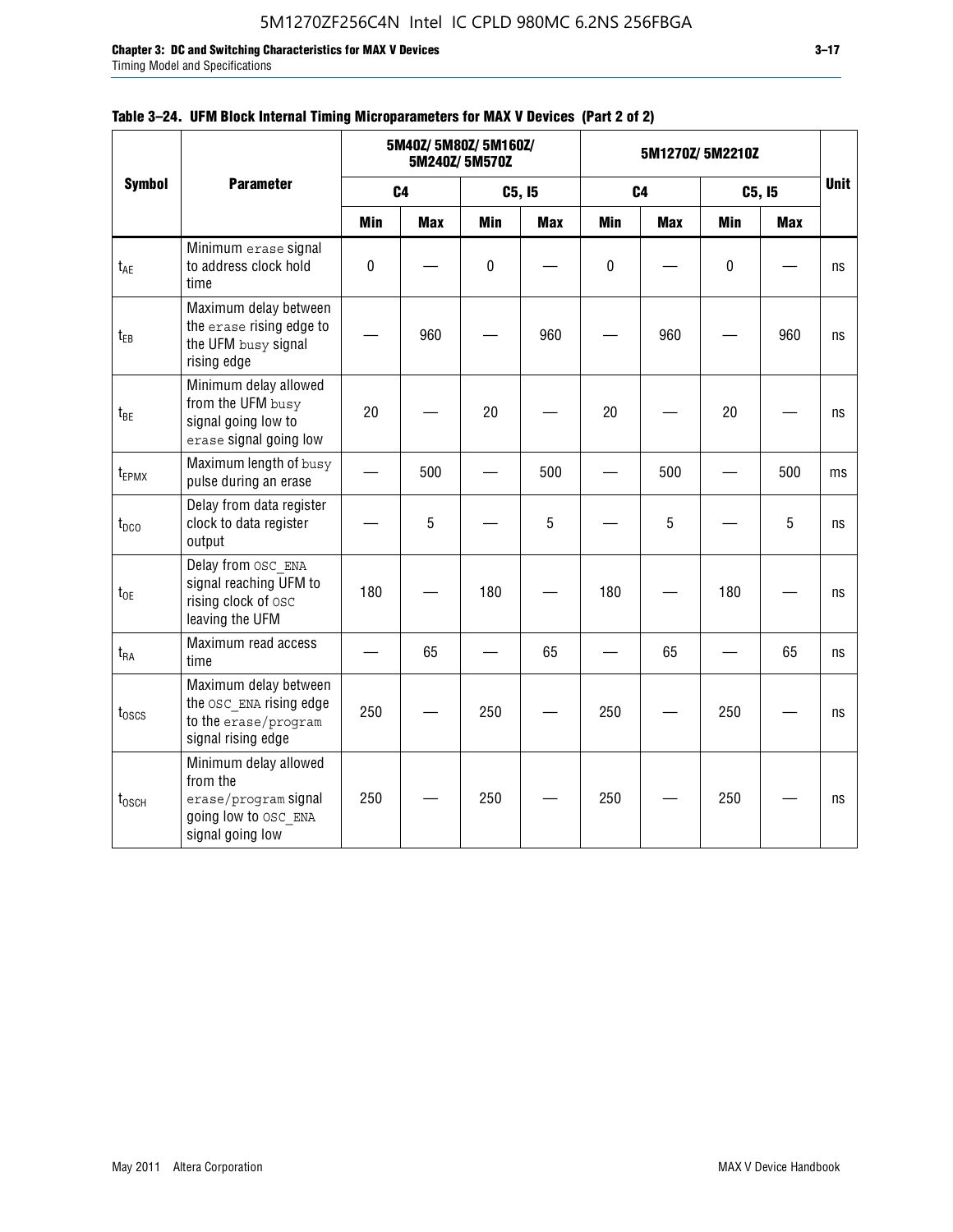**Table 3–24. UFM Block Internal Timing Microparameters for MAX V Devices (Part 2 of 2)**

| Symbol | Parameter | 5M40Z/ 5M80Z/ 5M160Z/ 5M240Z/ 5M570Z | | | | 5M1270Z/ 5M2210Z | | | | Unit |
|---|---|---|---|---|---|---|---|---|---|---|
| | | C4 | | C5, I5 | | C4 | | C5, I5 | | |
| | | Min | Max | Min | Max | Min | Max | Min | Max | |
| $t_{AE}$ | Minimum erase signal to address clock hold time | 0 | — | 0 | — | 0 | — | 0 | — | ns |
| $t_{EB}$ | Maximum delay between the erase rising edge to the UFM busy signal rising edge | — | 960 | — | 960 | — | 960 | — | 960 | ns |
| $t_{BE}$ | Minimum delay allowed from the UFM busy signal going low to erase signal going low | 20 | — | 20 | — | 20 | — | 20 | — | ns |
| $t_{EPMX}$ | Maximum length of busy pulse during an erase | — | 500 | — | 500 | — | 500 | — | 500 | ms |
| $t_{DCO}$ | Delay from data register clock to data register output | — | 5 | — | 5 | — | 5 | — | 5 | ns |
| $t_{OE}$ | Delay from OSC_ENA signal reaching UFM to rising clock of OSC leaving the UFM | 180 | — | 180 | — | 180 | — | 180 | — | ns |
| $t_{RA}$ | Maximum read access time | — | 65 | — | 65 | — | 65 | — | 65 | ns |
| $t_{OSCS}$ | Maximum delay between the OSC_ENA rising edge to the erase/program signal rising edge | 250 | — | 250 | — | 250 | — | 250 | — | ns |
| $t_{OSCH}$ | Minimum delay allowed from the erase/program signal going low to OSC_ENA signal going low | 250 | — | 250 | — | 250 | — | 250 | — | ns |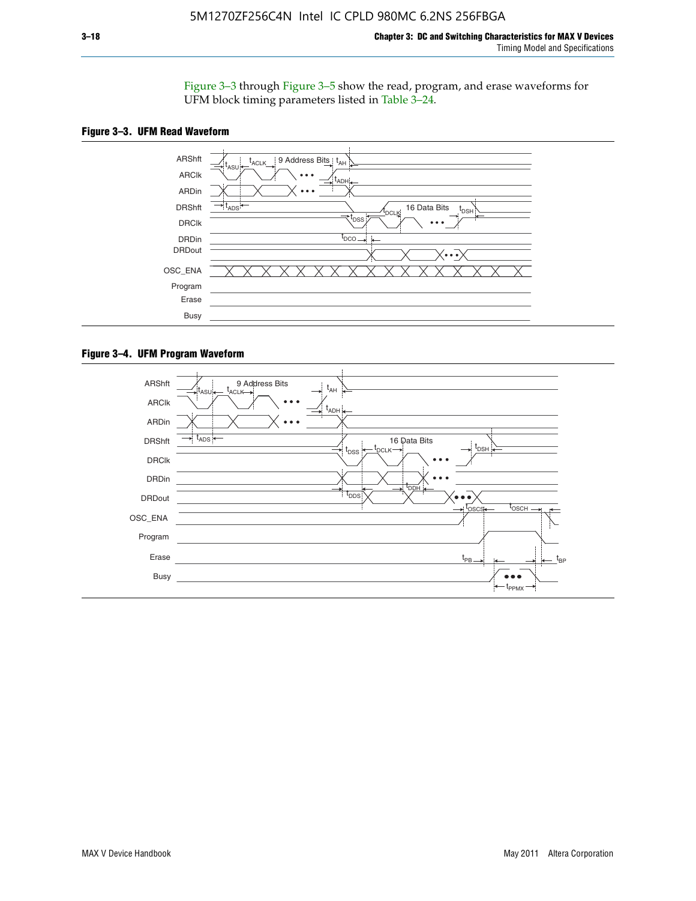Figure 3–3 through Figure 3–5 show the read, program, and erase waveforms for UFM block timing parameters listed in Table 3–24.

**Figure 3–3. UFM Read Waveform**

**Figure 3–4. UFM Program Waveform**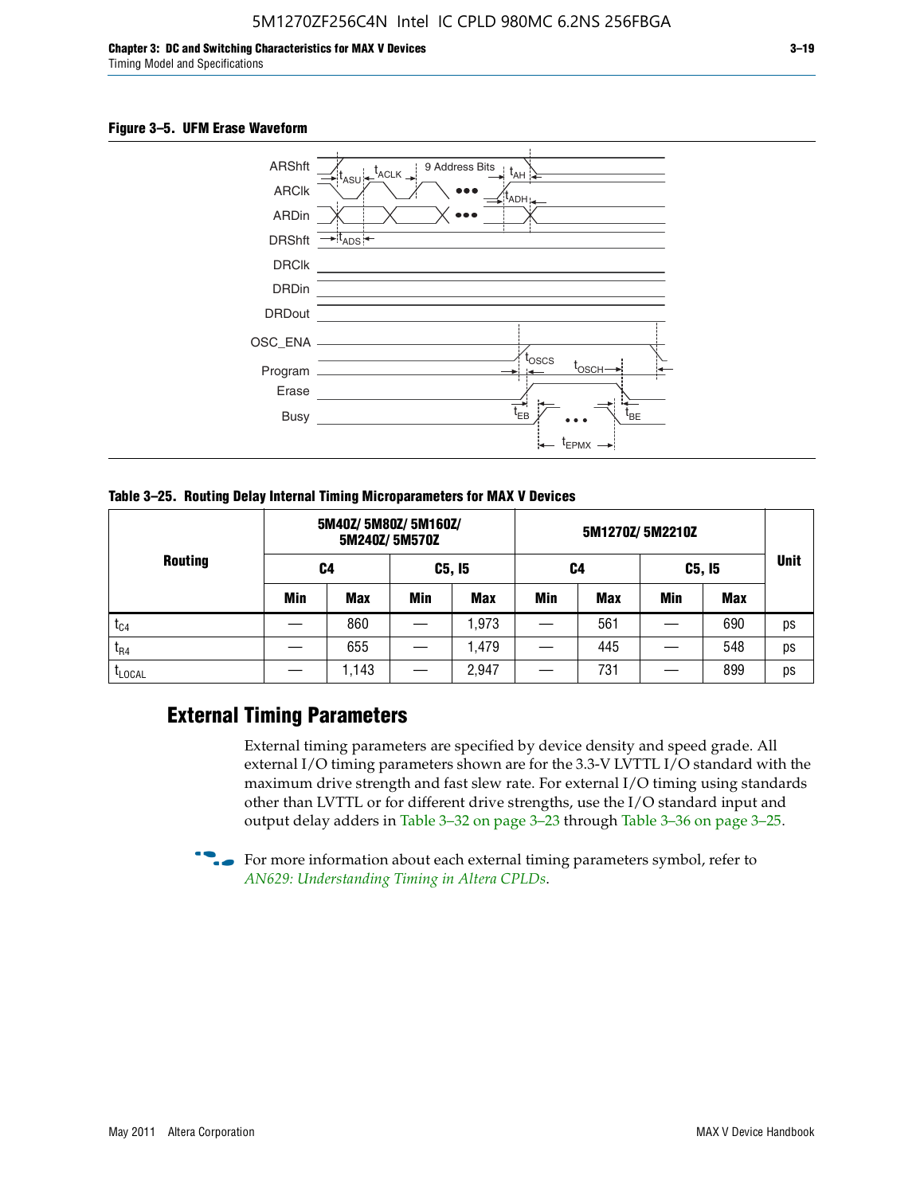**Figure 3–5. UFM Erase Waveform**

**Table 3–25. Routing Delay Internal Timing Microparameters for MAX V Devices**

| Routing | 5M40Z/ 5M80Z/ 5M160Z/ 5M240Z/ 5M570Z | | | | 5M1270Z/ 5M2210Z | | | | Unit |
|---|---|---|---|---|---|---|---|---|---|
| | C4 | | C5, I5 | | C4 | | C5, I5 | | |
| | Min | Max | Min | Max | Min | Max | Min | Max | |
| $t_{C4}$ | — | 860 | — | 1,973 | — | 561 | — | 690 | ps |
| $t_{R4}$ | — | 655 | — | 1,479 | — | 445 | — | 548 | ps |
| $t_{LOCAL}$ | — | 1,143 | — | 2,947 | — | 731 | — | 899 | ps |

## External Timing Parameters

External timing parameters are specified by device density and speed grade. All external I/O timing parameters shown are for the 3.3-V LVTTL I/O standard with the maximum drive strength and fast slew rate. For external I/O timing using standards other than LVTTL or for different drive strengths, use the I/O standard input and output delay adders in Table 3–32 on page 3–23 through Table 3–36 on page 3–25.

For more information about each external timing parameters symbol, refer to *AN629: Understanding Timing in Altera CPLDs*.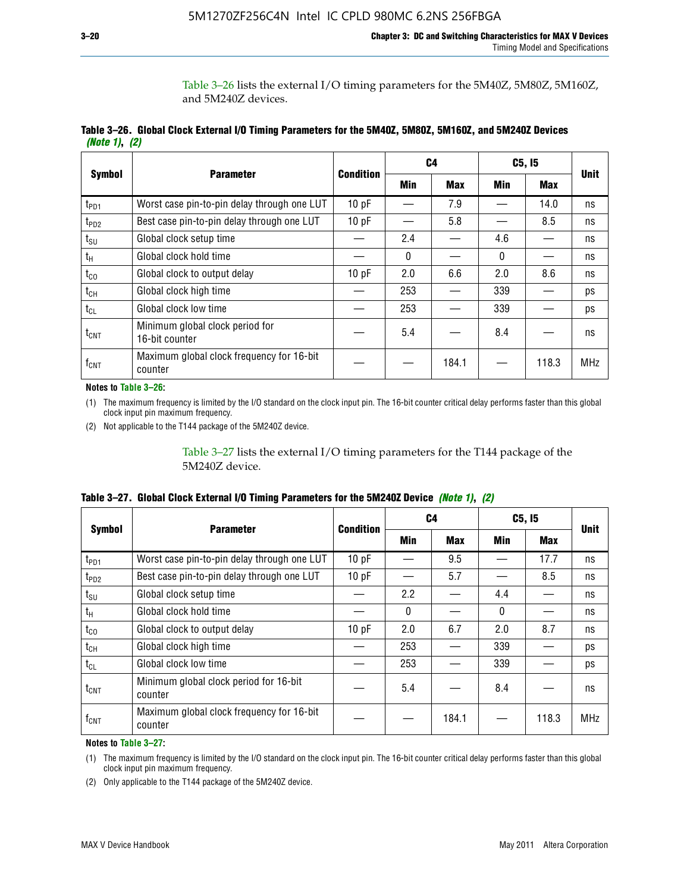Table 3–26 lists the external I/O timing parameters for the 5M40Z, 5M80Z, 5M160Z, and 5M240Z devices.

**Table 3–26. Global Clock External I/O Timing Parameters for the 5M40Z, 5M80Z, 5M160Z, and 5M240Z Devices *(Note 1)*, *(2)***

| Symbol | Parameter | Condition | C4 | | C5, I5 | | Unit |
|---|---|---|---|---|---|---|---|
| | | | Min | Max | Min | Max | |
| $t_{PD1}$ | Worst case pin-to-pin delay through one LUT | 10 pF | — | 7.9 | — | 14.0 | ns |
| $t_{PD2}$ | Best case pin-to-pin delay through one LUT | 10 pF | — | 5.8 | — | 8.5 | ns |
| $t_{SU}$ | Global clock setup time | — | 2.4 | — | 4.6 | — | ns |
| $t_H$ | Global clock hold time | — | 0 | — | 0 | — | ns |
| $t_{CO}$ | Global clock to output delay | 10 pF | 2.0 | 6.6 | 2.0 | 8.6 | ns |
| $t_{CH}$ | Global clock high time | — | 253 | — | 339 | — | ps |
| $t_{CL}$ | Global clock low time | — | 253 | — | 339 | — | ps |
| $t_{CNT}$ | Minimum global clock period for 16-bit counter | — | 5.4 | — | 8.4 | — | ns |
| $f_{CNT}$ | Maximum global clock frequency for 16-bit counter | — | — | 184.1 | — | 118.3 | MHz |

**Notes to Table 3–26:**

(1) The maximum frequency is limited by the I/O standard on the clock input pin. The 16-bit counter critical delay performs faster than this global clock input pin maximum frequency.

(2) Not applicable to the T144 package of the 5M240Z device.

Table 3–27 lists the external I/O timing parameters for the T144 package of the 5M240Z device.

**Table 3–27. Global Clock External I/O Timing Parameters for the 5M240Z Device *(Note 1)*, *(2)***

| Symbol | Parameter | Condition | C4 | | C5, I5 | | Unit |
|---|---|---|---|---|---|---|---|
| | | | Min | Max | Min | Max | |
| $t_{PD1}$ | Worst case pin-to-pin delay through one LUT | 10 pF | — | 9.5 | — | 17.7 | ns |
| $t_{PD2}$ | Best case pin-to-pin delay through one LUT | 10 pF | — | 5.7 | — | 8.5 | ns |
| $t_{SU}$ | Global clock setup time | — | 2.2 | — | 4.4 | — | ns |
| $t_H$ | Global clock hold time | — | 0 | — | 0 | — | ns |
| $t_{CO}$ | Global clock to output delay | 10 pF | 2.0 | 6.7 | 2.0 | 8.7 | ns |
| $t_{CH}$ | Global clock high time | — | 253 | — | 339 | — | ps |
| $t_{CL}$ | Global clock low time | — | 253 | — | 339 | — | ps |
| $t_{CNT}$ | Minimum global clock period for 16-bit counter | — | 5.4 | — | 8.4 | — | ns |
| $f_{CNT}$ | Maximum global clock frequency for 16-bit counter | — | — | 184.1 | — | 118.3 | MHz |

**Notes to Table 3–27:**

(1) The maximum frequency is limited by the I/O standard on the clock input pin. The 16-bit counter critical delay performs faster than this global clock input pin maximum frequency.

(2) Only applicable to the T144 package of the 5M240Z device.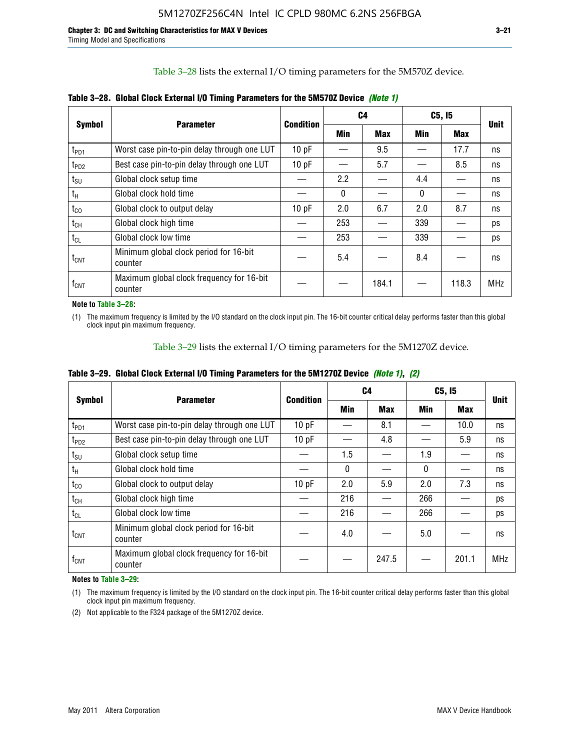Table 3–28 lists the external I/O timing parameters for the 5M570Z device.

**Table 3–28. Global Clock External I/O Timing Parameters for the 5M570Z Device *(Note 1)***

| Symbol | Parameter | Condition | C4 | | C5, I5 | | Unit |
|---|---|---|---|---|---|---|---|
| | | | Min | Max | Min | Max | |
| $t_{PD1}$ | Worst case pin-to-pin delay through one LUT | 10 pF | — | 9.5 | — | 17.7 | ns |
| $t_{PD2}$ | Best case pin-to-pin delay through one LUT | 10 pF | — | 5.7 | — | 8.5 | ns |
| $t_{SU}$ | Global clock setup time | — | 2.2 | — | 4.4 | — | ns |
| $t_{H}$ | Global clock hold time | — | 0 | — | 0 | — | ns |
| $t_{CO}$ | Global clock to output delay | 10 pF | 2.0 | 6.7 | 2.0 | 8.7 | ns |
| $t_{CH}$ | Global clock high time | — | 253 | — | 339 | — | ps |
| $t_{CL}$ | Global clock low time | — | 253 | — | 339 | — | ps |
| $t_{CNT}$ | Minimum global clock period for 16-bit counter | — | 5.4 | — | 8.4 | — | ns |
| $f_{CNT}$ | Maximum global clock frequency for 16-bit counter | — | — | 184.1 | — | 118.3 | MHz |

**Note to Table 3–28:**

(1) The maximum frequency is limited by the I/O standard on the clock input pin. The 16-bit counter critical delay performs faster than this global clock input pin maximum frequency.

Table 3–29 lists the external I/O timing parameters for the 5M1270Z device.

**Table 3–29. Global Clock External I/O Timing Parameters for the 5M1270Z Device *(Note 1)*, *(2)***

| Symbol | Parameter | Condition | C4 | | C5, I5 | | Unit |
|---|---|---|---|---|---|---|---|
| | | | Min | Max | Min | Max | |
| $t_{PD1}$ | Worst case pin-to-pin delay through one LUT | 10 pF | — | 8.1 | — | 10.0 | ns |
| $t_{PD2}$ | Best case pin-to-pin delay through one LUT | 10 pF | — | 4.8 | — | 5.9 | ns |
| $t_{SU}$ | Global clock setup time | — | 1.5 | — | 1.9 | — | ns |
| $t_{H}$ | Global clock hold time | — | 0 | — | 0 | — | ns |
| $t_{CO}$ | Global clock to output delay | 10 pF | 2.0 | 5.9 | 2.0 | 7.3 | ns |
| $t_{CH}$ | Global clock high time | — | 216 | — | 266 | — | ps |
| $t_{CL}$ | Global clock low time | — | 216 | — | 266 | — | ps |
| $t_{CNT}$ | Minimum global clock period for 16-bit counter | — | 4.0 | — | 5.0 | — | ns |
| $f_{CNT}$ | Maximum global clock frequency for 16-bit counter | — | — | 247.5 | — | 201.1 | MHz |

**Notes to Table 3–29:**

(1) The maximum frequency is limited by the I/O standard on the clock input pin. The 16-bit counter critical delay performs faster than this global clock input pin maximum frequency.

(2) Not applicable to the F324 package of the 5M1270Z device.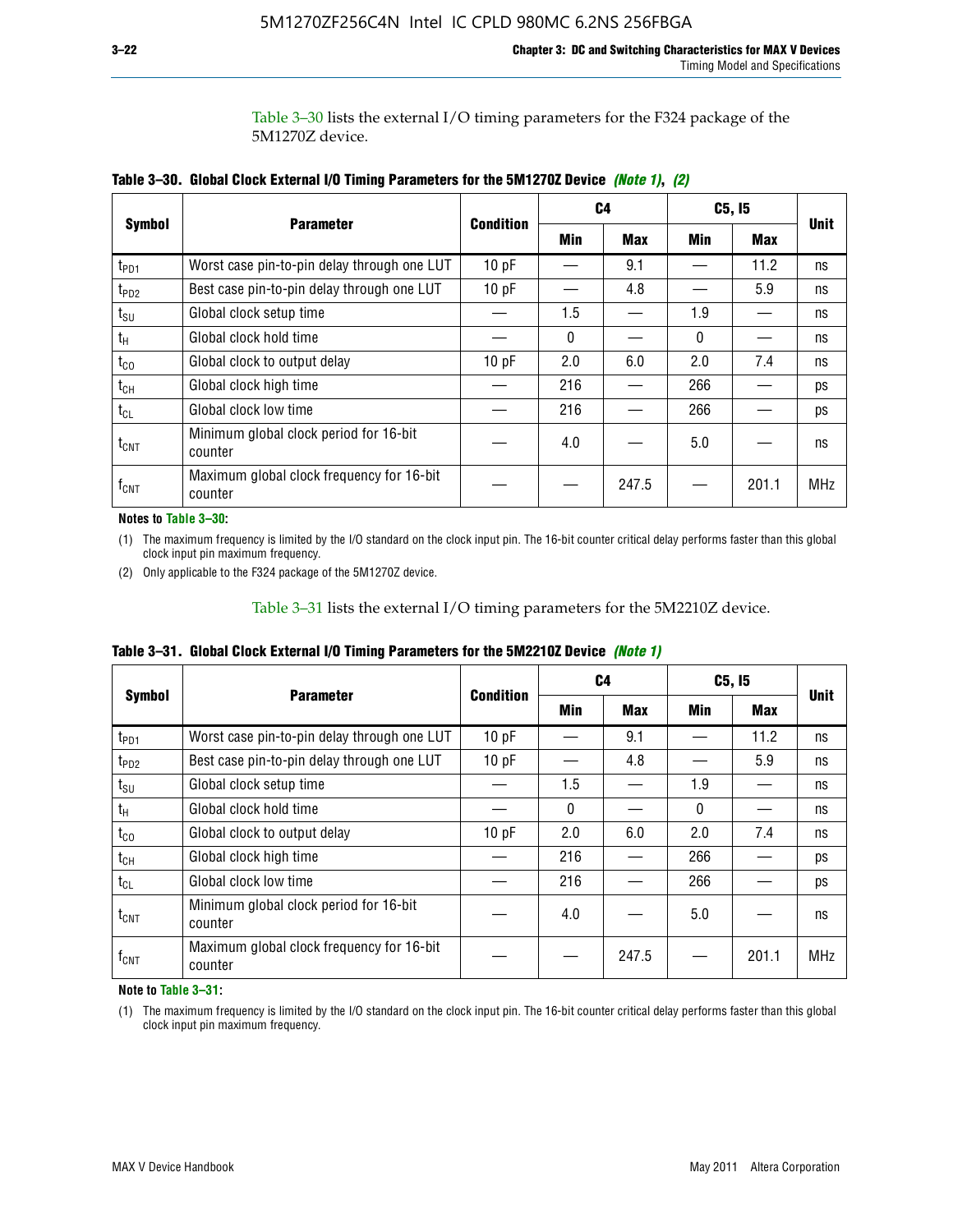Table 3–30 lists the external I/O timing parameters for the F324 package of the 5M1270Z device.

**Table 3–30. Global Clock External I/O Timing Parameters for the 5M1270Z Device *(Note 1)*, *(2)***

| Symbol | Parameter | Condition | C4 | | C5, I5 | | Unit |
|---|---|---|---|---|---|---|---|
| | | | Min | Max | Min | Max | |
| $t_{PD1}$ | Worst case pin-to-pin delay through one LUT | 10 pF | — | 9.1 | — | 11.2 | ns |
| $t_{PD2}$ | Best case pin-to-pin delay through one LUT | 10 pF | — | 4.8 | — | 5.9 | ns |
| $t_{SU}$ | Global clock setup time | — | 1.5 | — | 1.9 | — | ns |
| $t_H$ | Global clock hold time | — | 0 | — | 0 | — | ns |
| $t_{CO}$ | Global clock to output delay | 10 pF | 2.0 | 6.0 | 2.0 | 7.4 | ns |
| $t_{CH}$ | Global clock high time | — | 216 | — | 266 | — | ps |
| $t_{CL}$ | Global clock low time | — | 216 | — | 266 | — | ps |
| $t_{CNT}$ | Minimum global clock period for 16-bit counter | — | 4.0 | — | 5.0 | — | ns |
| $f_{CNT}$ | Maximum global clock frequency for 16-bit counter | — | — | 247.5 | — | 201.1 | MHz |

**Notes to Table 3–30:**

(1) The maximum frequency is limited by the I/O standard on the clock input pin. The 16-bit counter critical delay performs faster than this global clock input pin maximum frequency.

(2) Only applicable to the F324 package of the 5M1270Z device.

Table 3–31 lists the external I/O timing parameters for the 5M2210Z device.

**Table 3–31. Global Clock External I/O Timing Parameters for the 5M2210Z Device *(Note 1)***

| Symbol | Parameter | Condition | C4 | | C5, I5 | | Unit |
|---|---|---|---|---|---|---|---|
| | | | Min | Max | Min | Max | |
| $t_{PD1}$ | Worst case pin-to-pin delay through one LUT | 10 pF | — | 9.1 | — | 11.2 | ns |
| $t_{PD2}$ | Best case pin-to-pin delay through one LUT | 10 pF | — | 4.8 | — | 5.9 | ns |
| $t_{SU}$ | Global clock setup time | — | 1.5 | — | 1.9 | — | ns |
| $t_H$ | Global clock hold time | — | 0 | — | 0 | — | ns |
| $t_{CO}$ | Global clock to output delay | 10 pF | 2.0 | 6.0 | 2.0 | 7.4 | ns |
| $t_{CH}$ | Global clock high time | — | 216 | — | 266 | — | ps |
| $t_{CL}$ | Global clock low time | — | 216 | — | 266 | — | ps |
| $t_{CNT}$ | Minimum global clock period for 16-bit counter | — | 4.0 | — | 5.0 | — | ns |
| $f_{CNT}$ | Maximum global clock frequency for 16-bit counter | — | — | 247.5 | — | 201.1 | MHz |

**Note to Table 3–31:**

(1) The maximum frequency is limited by the I/O standard on the clock input pin. The 16-bit counter critical delay performs faster than this global clock input pin maximum frequency.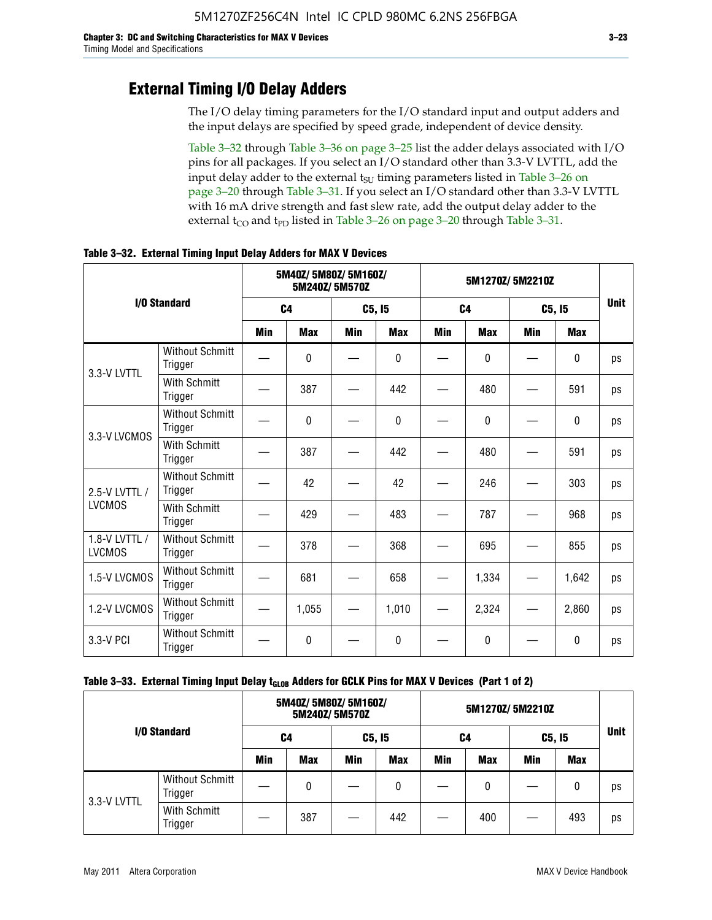## External Timing I/O Delay Adders

The I/O delay timing parameters for the I/O standard input and output adders and the input delays are specified by speed grade, independent of device density.

Table 3–32 through Table 3–36 on page 3–25 list the adder delays associated with I/O pins for all packages. If you select an I/O standard other than 3.3-V LVTTL, add the input delay adder to the external $t_{SU}$ timing parameters listed in Table 3–26 on page 3–20 through Table 3–31. If you select an I/O standard other than 3.3-V LVTTL with 16 mA drive strength and fast slew rate, add the output delay adder to the external $t_{CO}$ and $t_{PD}$ listed in Table 3–26 on page 3–20 through Table 3–31.

**Table 3–32. External Timing Input Delay Adders for MAX V Devices**

| I/O Standard | | 5M40Z/ 5M80Z/ 5M160Z/ 5M240Z/ 5M570Z | | | | 5M1270Z/ 5M2210Z | | | | Unit |
|---|---|---|---|---|---|---|---|---|---|---|
| | | C4 | | C5, I5 | | C4 | | C5, I5 | | |
| | | Min | Max | Min | Max | Min | Max | Min | Max | |
| 3.3-V LVTTL | Without Schmitt Trigger | — | 0 | — | 0 | — | 0 | — | 0 | ps |
| | With Schmitt Trigger | — | 387 | — | 442 | — | 480 | — | 591 | ps |
| 3.3-V LVCMOS | Without Schmitt Trigger | — | 0 | — | 0 | — | 0 | — | 0 | ps |
| | With Schmitt Trigger | — | 387 | — | 442 | — | 480 | — | 591 | ps |
| 2.5-V LVTTL / LVCMOS | Without Schmitt Trigger | — | 42 | — | 42 | — | 246 | — | 303 | ps |
| | With Schmitt Trigger | — | 429 | — | 483 | — | 787 | — | 968 | ps |
| 1.8-V LVTTL / LVCMOS | Without Schmitt Trigger | — | 378 | — | 368 | — | 695 | — | 855 | ps |
| 1.5-V LVCMOS | Without Schmitt Trigger | — | 681 | — | 658 | — | 1,334 | — | 1,642 | ps |
| 1.2-V LVCMOS | Without Schmitt Trigger | — | 1,055 | — | 1,010 | — | 2,324 | — | 2,860 | ps |
| 3.3-V PCI | Without Schmitt Trigger | — | 0 | — | 0 | — | 0 | — | 0 | ps |

**Table 3–33. External Timing Input Delay $t_{GLOB}$ Adders for GCLK Pins for MAX V Devices (Part 1 of 2)**

| I/O Standard | | 5M40Z/ 5M80Z/ 5M160Z/ 5M240Z/ 5M570Z | | | | 5M1270Z/ 5M2210Z | | | | Unit |
|---|---|---|---|---|---|---|---|---|---|---|
| | | C4 | | C5, I5 | | C4 | | C5, I5 | | |
| | | Min | Max | Min | Max | Min | Max | Min | Max | |
| 3.3-V LVTTL | Without Schmitt Trigger | — | 0 | — | 0 | — | 0 | — | 0 | ps |
| | With Schmitt Trigger | — | 387 | — | 442 | — | 400 | — | 493 | ps |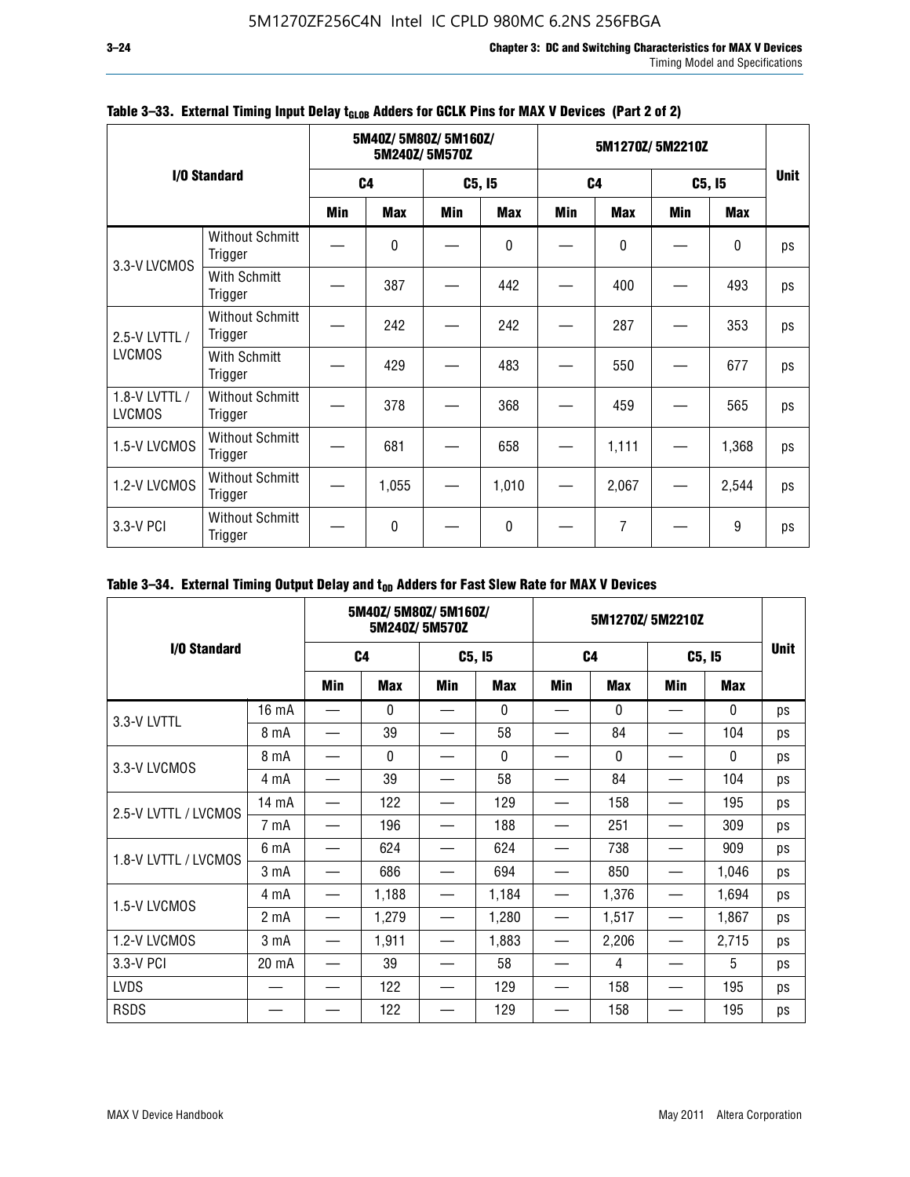**Table 3–33. External Timing Input Delay $t_{GLOB}$ Adders for GCLK Pins for MAX V Devices (Part 2 of 2)**

| I/O Standard | | 5M40Z/ 5M80Z/ 5M160Z/ 5M240Z/ 5M570Z | | | | 5M1270Z/ 5M2210Z | | | | Unit |
|---|---|---|---|---|---|---|---|---|---|---|
| | | C4 | | C5, I5 | | C4 | | C5, I5 | | |
| | | Min | Max | Min | Max | Min | Max | Min | Max | |
| 3.3-V LVCMOS | Without Schmitt Trigger | — | 0 | — | 0 | — | 0 | — | 0 | ps |
| | With Schmitt Trigger | — | 387 | — | 442 | — | 400 | — | 493 | ps |
| 2.5-V LVTTL / LVCMOS | Without Schmitt Trigger | — | 242 | — | 242 | — | 287 | — | 353 | ps |
| | With Schmitt Trigger | — | 429 | — | 483 | — | 550 | — | 677 | ps |
| 1.8-V LVTTL / LVCMOS | Without Schmitt Trigger | — | 378 | — | 368 | — | 459 | — | 565 | ps |
| 1.5-V LVCMOS | Without Schmitt Trigger | — | 681 | — | 658 | — | 1,111 | — | 1,368 | ps |
| 1.2-V LVCMOS | Without Schmitt Trigger | — | 1,055 | — | 1,010 | — | 2,067 | — | 2,544 | ps |
| 3.3-V PCI | Without Schmitt Trigger | — | 0 | — | 0 | — | 7 | — | 9 | ps |

**Table 3–34. External Timing Output Delay and $t_{OD}$ Adders for Fast Slew Rate for MAX V Devices**

| I/O Standard | | 5M40Z/ 5M80Z/ 5M160Z/ 5M240Z/ 5M570Z | | | | 5M1270Z/ 5M2210Z | | | | Unit |
|---|---|---|---|---|---|---|---|---|---|---|
| | | C4 | | C5, I5 | | C4 | | C5, I5 | | |
| | | Min | Max | Min | Max | Min | Max | Min | Max | |
| 3.3-V LVTTL | 16 mA | — | 0 | — | 0 | — | 0 | — | 0 | ps |
| | 8 mA | — | 39 | — | 58 | — | 84 | — | 104 | ps |
| 3.3-V LVCMOS | 8 mA | — | 0 | — | 0 | — | 0 | — | 0 | ps |
| | 4 mA | — | 39 | — | 58 | — | 84 | — | 104 | ps |
| 2.5-V LVTTL / LVCMOS | 14 mA | — | 122 | — | 129 | — | 158 | — | 195 | ps |
| | 7 mA | — | 196 | — | 188 | — | 251 | — | 309 | ps |
| 1.8-V LVTTL / LVCMOS | 6 mA | — | 624 | — | 624 | — | 738 | — | 909 | ps |
| | 3 mA | — | 686 | — | 694 | — | 850 | — | 1,046 | ps |
| 1.5-V LVCMOS | 4 mA | — | 1,188 | — | 1,184 | — | 1,376 | — | 1,694 | ps |
| | 2 mA | — | 1,279 | — | 1,280 | — | 1,517 | — | 1,867 | ps |
| 1.2-V LVCMOS | 3 mA | — | 1,911 | — | 1,883 | — | 2,206 | — | 2,715 | ps |
| 3.3-V PCI | 20 mA | — | 39 | — | 58 | — | 4 | — | 5 | ps |
| LVDS | — | — | 122 | — | 129 | — | 158 | — | 195 | ps |
| RSDS | — | — | 122 | — | 129 | — | 158 | — | 195 | ps |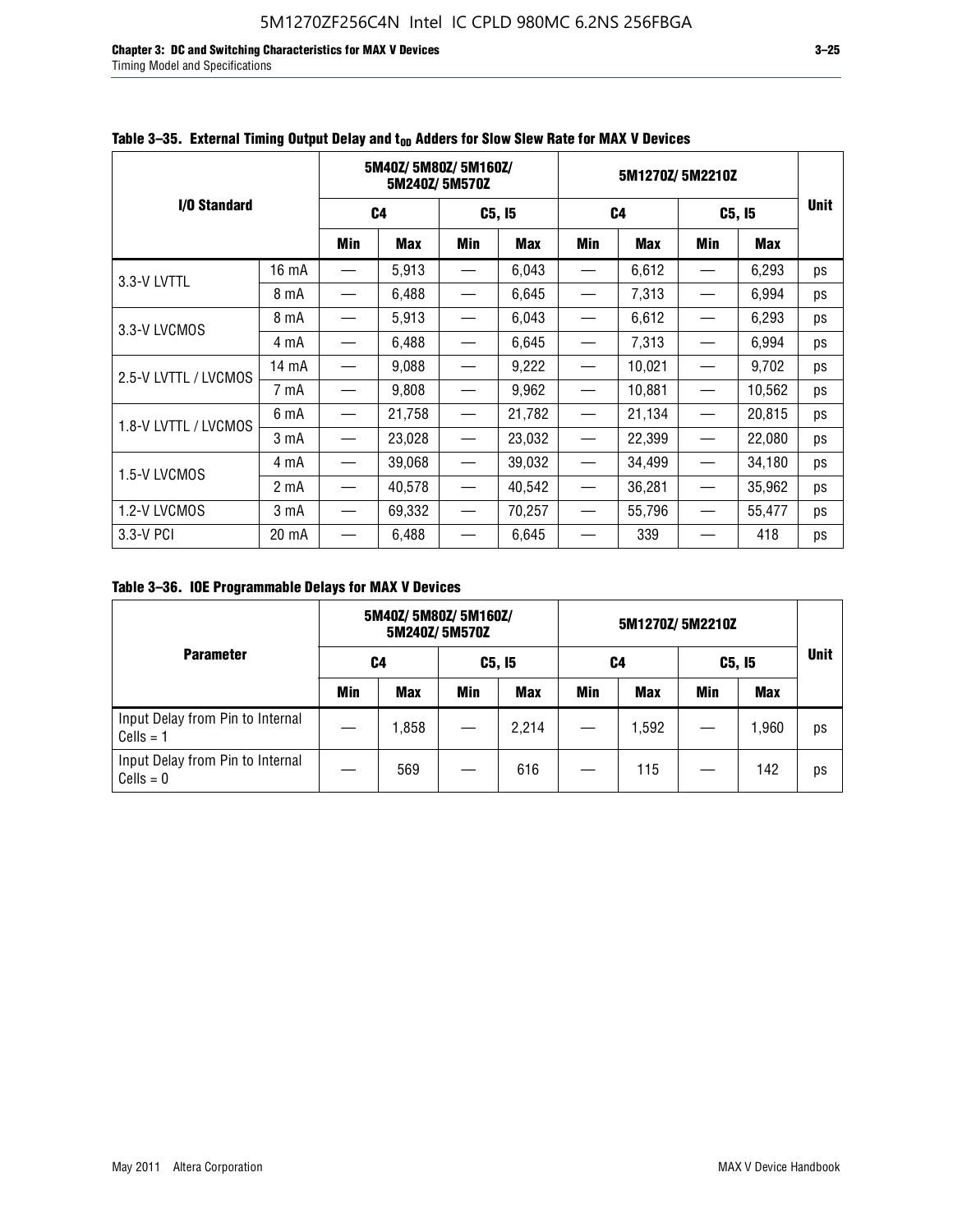**Table 3–35. External Timing Output Delay and $t_{OD}$ Adders for Slow Slew Rate for MAX V Devices**

| I/O Standard | | 5M40Z/ 5M80Z/ 5M160Z/ 5M240Z/ 5M570Z | | | | 5M1270Z/ 5M2210Z | | | | Unit |
|---|---|---|---|---|---|---|---|---|---|---|
| | | C4 | | C5, I5 | | C4 | | C5, I5 | | |
| | | Min | Max | Min | Max | Min | Max | Min | Max | |
| 3.3-V LVTTL | 16 mA | — | 5,913 | — | 6,043 | — | 6,612 | — | 6,293 | ps |
| | 8 mA | — | 6,488 | — | 6,645 | — | 7,313 | — | 6,994 | ps |
| 3.3-V LVCMOS | 8 mA | — | 5,913 | — | 6,043 | — | 6,612 | — | 6,293 | ps |
| | 4 mA | — | 6,488 | — | 6,645 | — | 7,313 | — | 6,994 | ps |
| 2.5-V LVTTL / LVCMOS | 14 mA | — | 9,088 | — | 9,222 | — | 10,021 | — | 9,702 | ps |
| | 7 mA | — | 9,808 | — | 9,962 | — | 10,881 | — | 10,562 | ps |
| 1.8-V LVTTL / LVCMOS | 6 mA | — | 21,758 | — | 21,782 | — | 21,134 | — | 20,815 | ps |
| | 3 mA | — | 23,028 | — | 23,032 | — | 22,399 | — | 22,080 | ps |
| 1.5-V LVCMOS | 4 mA | — | 39,068 | — | 39,032 | — | 34,499 | — | 34,180 | ps |
| | 2 mA | — | 40,578 | — | 40,542 | — | 36,281 | — | 35,962 | ps |
| 1.2-V LVCMOS | 3 mA | — | 69,332 | — | 70,257 | — | 55,796 | — | 55,477 | ps |
| 3.3-V PCI | 20 mA | — | 6,488 | — | 6,645 | — | 339 | — | 418 | ps |

**Table 3–36. IOE Programmable Delays for MAX V Devices**

| Parameter | 5M40Z/ 5M80Z/ 5M160Z/ 5M240Z/ 5M570Z | | | | 5M1270Z/ 5M2210Z | | | | Unit |
|---|---|---|---|---|---|---|---|---|---|
| | C4 | | C5, I5 | | C4 | | C5, I5 | | |
| | Min | Max | Min | Max | Min | Max | Min | Max | |
| Input Delay from Pin to Internal Cells = 1 | — | 1,858 | — | 2,214 | — | 1,592 | — | 1,960 | ps |
| Input Delay from Pin to Internal Cells = 0 | — | 569 | — | 616 | — | 115 | — | 142 | ps |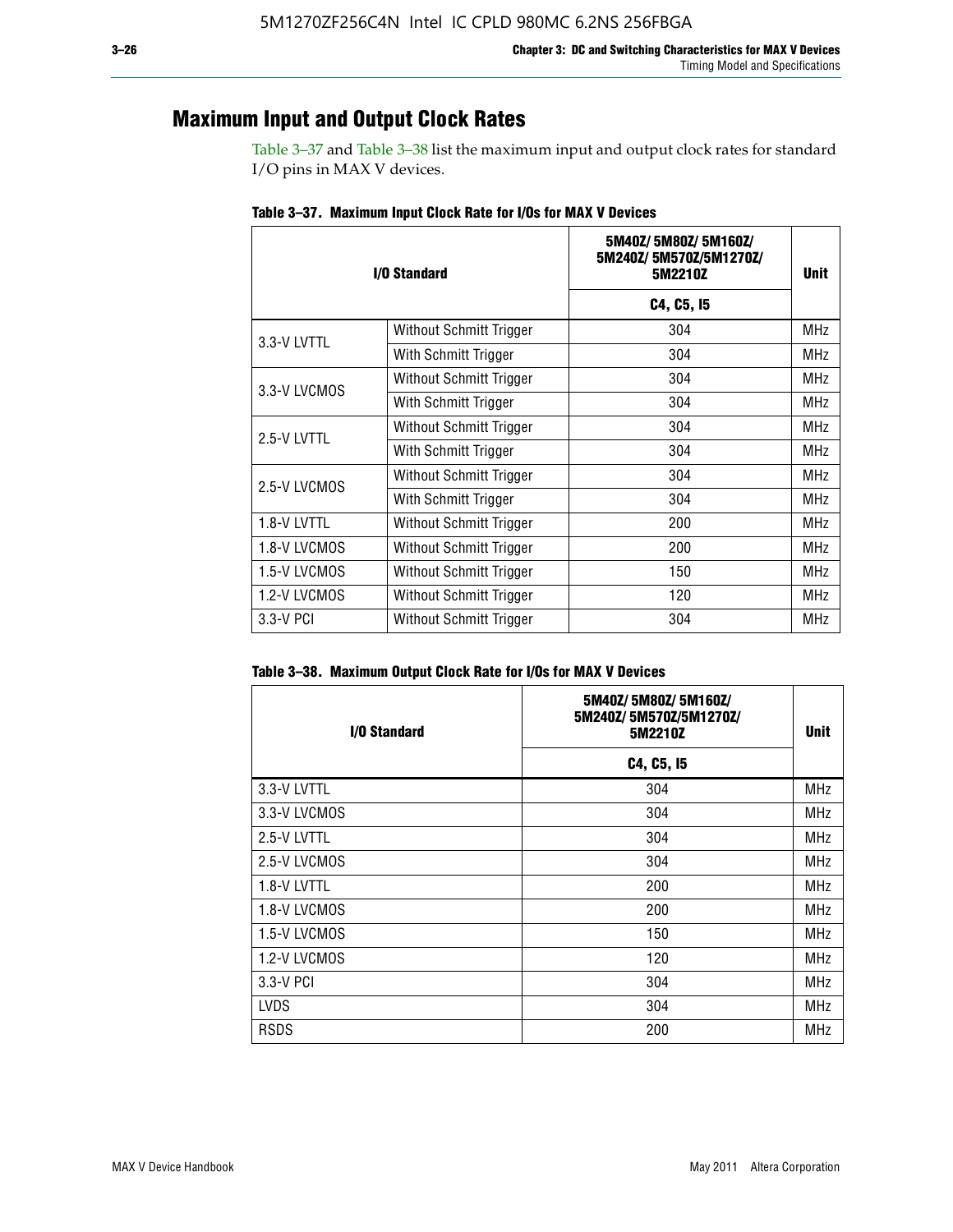## Maximum Input and Output Clock Rates

Table 3–37 and Table 3–38 list the maximum input and output clock rates for standard I/O pins in MAX V devices.

**Table 3–37. Maximum Input Clock Rate for I/Os for MAX V Devices**

| I/O Standard | | 5M40Z/ 5M80Z/ 5M160Z/ 5M240Z/ 5M570Z/5M1270Z/ 5M2210Z | Unit |
|---|---|---|---|
| | | C4, C5, I5 | |
| 3.3-V LVTTL | Without Schmitt Trigger | 304 | MHz |
| | With Schmitt Trigger | 304 | MHz |
| 3.3-V LVCMOS | Without Schmitt Trigger | 304 | MHz |
| | With Schmitt Trigger | 304 | MHz |
| 2.5-V LVTTL | Without Schmitt Trigger | 304 | MHz |
| | With Schmitt Trigger | 304 | MHz |
| 2.5-V LVCMOS | Without Schmitt Trigger | 304 | MHz |
| | With Schmitt Trigger | 304 | MHz |
| 1.8-V LVTTL | Without Schmitt Trigger | 200 | MHz |
| 1.8-V LVCMOS | Without Schmitt Trigger | 200 | MHz |
| 1.5-V LVCMOS | Without Schmitt Trigger | 150 | MHz |
| 1.2-V LVCMOS | Without Schmitt Trigger | 120 | MHz |
| 3.3-V PCI | Without Schmitt Trigger | 304 | MHz |

**Table 3–38. Maximum Output Clock Rate for I/Os for MAX V Devices**

| I/O Standard | 5M40Z/ 5M80Z/ 5M160Z/ 5M240Z/ 5M570Z/5M1270Z/ 5M2210Z | Unit |
|---|---|---|
| | C4, C5, I5 | |
| 3.3-V LVTTL | 304 | MHz |
| 3.3-V LVCMOS | 304 | MHz |
| 2.5-V LVTTL | 304 | MHz |
| 2.5-V LVCMOS | 304 | MHz |
| 1.8-V LVTTL | 200 | MHz |
| 1.8-V LVCMOS | 200 | MHz |
| 1.5-V LVCMOS | 150 | MHz |
| 1.2-V LVCMOS | 120 | MHz |
| 3.3-V PCI | 304 | MHz |
| LVDS | 304 | MHz |
| RSDS | 200 | MHz |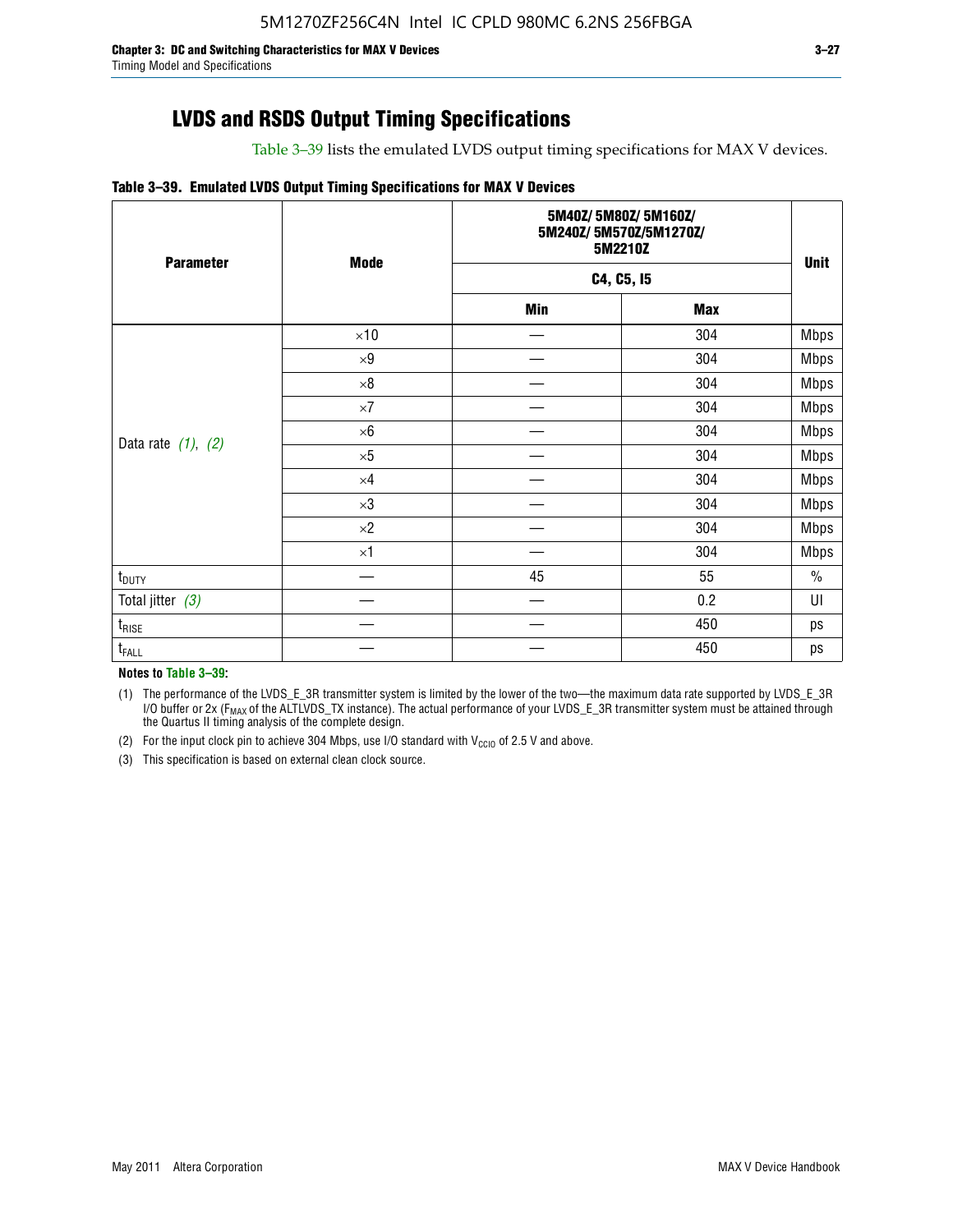## LVDS and RSDS Output Timing Specifications

Table 3–39 lists the emulated LVDS output timing specifications for MAX V devices.

**Table 3–39. Emulated LVDS Output Timing Specifications for MAX V Devices**

| Parameter | Mode | 5M40Z/ 5M80Z/ 5M160Z/ 5M240Z/ 5M570Z/5M1270Z/ 5M2210Z | | Unit |
|---|---|---|---|---|
| | | C4, C5, I5 | | |
| | | Min | Max | |
| Data rate (1), (2) | ×10 | — | 304 | Mbps |
| | ×9 | — | 304 | Mbps |
| | ×8 | — | 304 | Mbps |
| | ×7 | — | 304 | Mbps |
| | ×6 | — | 304 | Mbps |
| | ×5 | — | 304 | Mbps |
| | ×4 | — | 304 | Mbps |
| | ×3 | — | 304 | Mbps |
| | ×2 | — | 304 | Mbps |
| | ×1 | — | 304 | Mbps |
| $t_{DUTY}$ | — | 45 | 55 | % |
| Total jitter (3) | — | — | 0.2 | UI |
| $t_{RISE}$ | — | — | 450 | ps |
| $t_{FALL}$ | — | — | 450 | ps |

**Notes to Table 3–39:**

(1) The performance of the LVDS_E_3R transmitter system is limited by the lower of the two—the maximum data rate supported by LVDS_E_3R I/O buffer or 2x ($F_{MAX}$ of the ALTLVDS_TX instance). The actual performance of your LVDS_E_3R transmitter system must be attained through the Quartus II timing analysis of the complete design.

(2) For the input clock pin to achieve 304 Mbps, use I/O standard with $V_{CCIO}$ of 2.5 V and above.

(3) This specification is based on external clean clock source.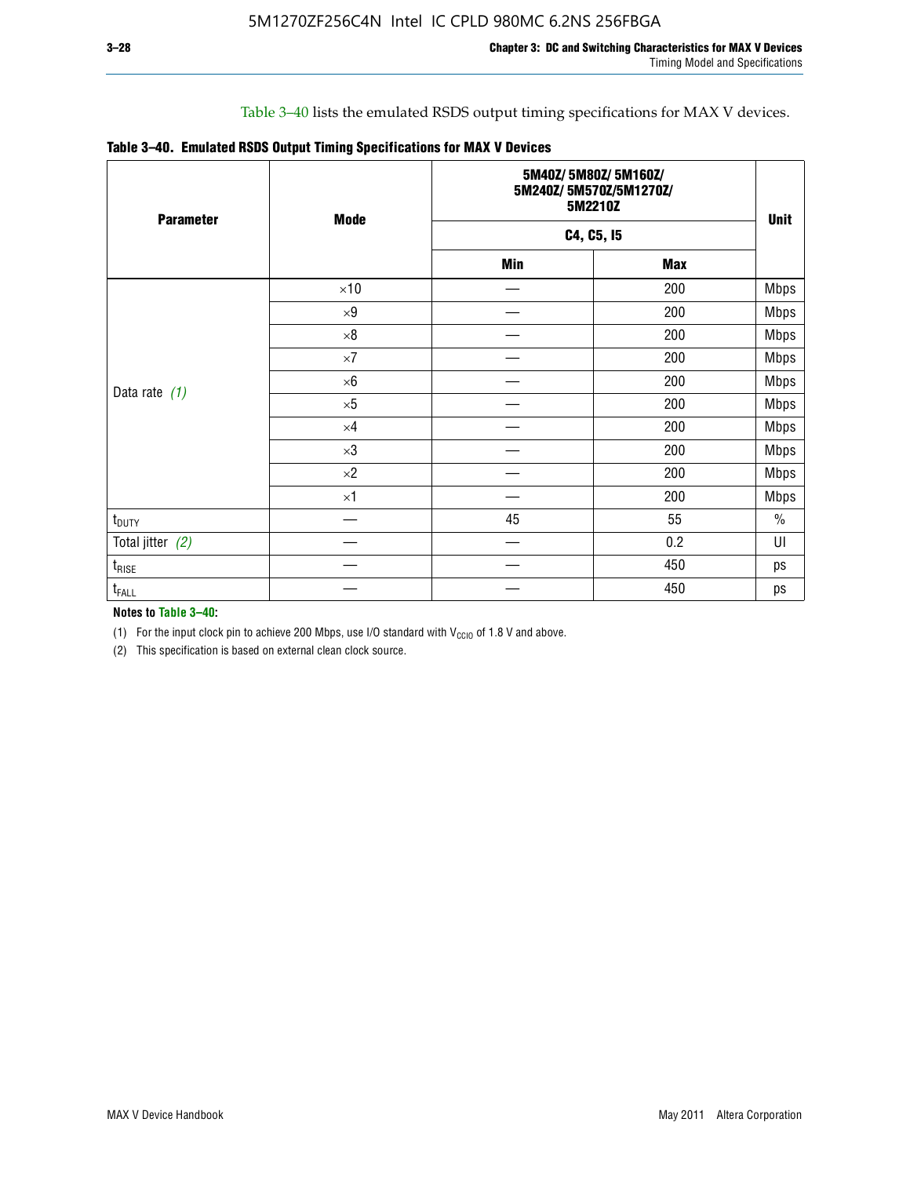Table 3–40 lists the emulated RSDS output timing specifications for MAX V devices.

**Table 3–40. Emulated RSDS Output Timing Specifications for MAX V Devices**

| Parameter | Mode | 5M40Z/ 5M80Z/ 5M160Z/ 5M240Z/ 5M570Z/5M1270Z/ 5M2210Z | | Unit |
|---|---|---|---|---|
| | | C4, C5, I5 | | |
| | | Min | Max | |
| Data rate *(1)* | ×10 | — | 200 | Mbps |
| | ×9 | — | 200 | Mbps |
| | ×8 | — | 200 | Mbps |
| | ×7 | — | 200 | Mbps |
| | ×6 | — | 200 | Mbps |
| | ×5 | — | 200 | Mbps |
| | ×4 | — | 200 | Mbps |
| | ×3 | — | 200 | Mbps |
| | ×2 | — | 200 | Mbps |
| | ×1 | — | 200 | Mbps |
| $t_{DUTY}$ | — | 45 | 55 | % |
| Total jitter *(2)* | — | — | 0.2 | UI |
| $t_{RISE}$ | — | — | 450 | ps |
| $t_{FALL}$ | — | — | 450 | ps |

**Notes to Table 3–40:**

(1) For the input clock pin to achieve 200 Mbps, use I/O standard with $V_{CCIO}$ of 1.8 V and above.

(2) This specification is based on external clean clock source.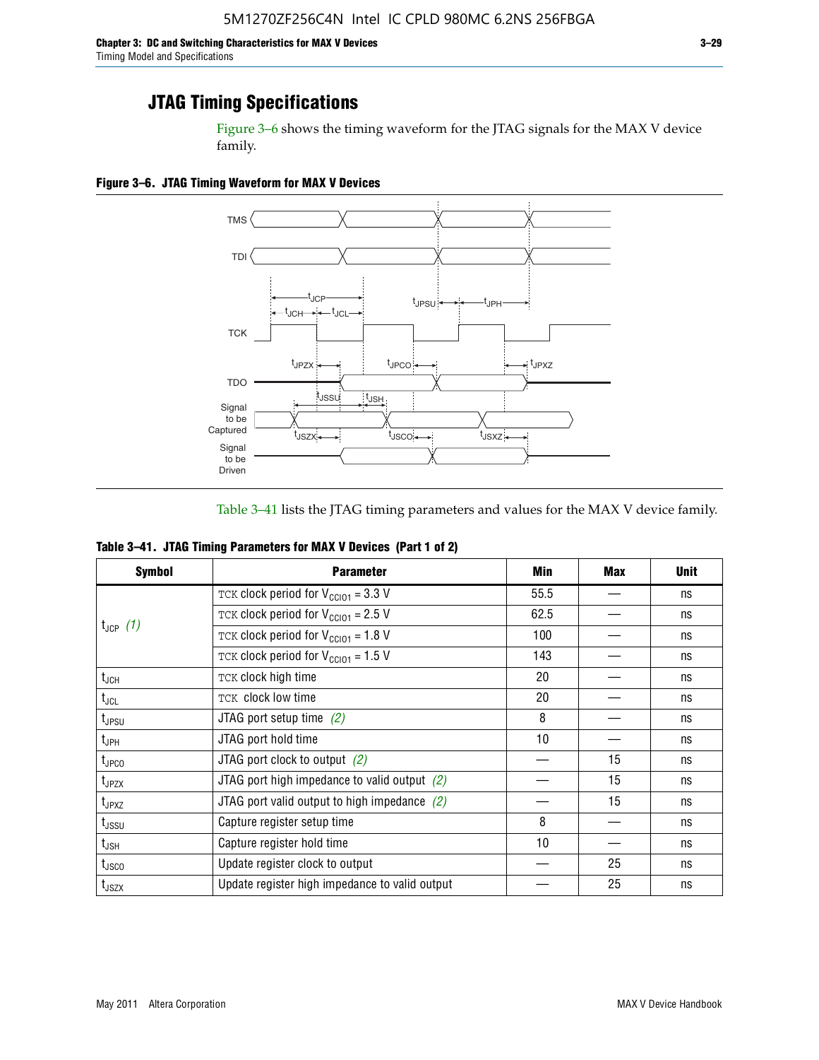## JTAG Timing Specifications

Figure 3–6 shows the timing waveform for the JTAG signals for the MAX V device family.

**Figure 3–6. JTAG Timing Waveform for MAX V Devices**

Table 3–41 lists the JTAG timing parameters and values for the MAX V device family.

**Table 3–41. JTAG Timing Parameters for MAX V Devices (Part 1 of 2)**

| Symbol | Parameter | Min | Max | Unit |
|---|---|---|---|---|
| $t_{JCP}$ *(1)* | TCK clock period for $V_{CCIO1}$ = 3.3 V | 55.5 | — | ns |
| | TCK clock period for $V_{CCIO1}$ = 2.5 V | 62.5 | — | ns |
| | TCK clock period for $V_{CCIO1}$ = 1.8 V | 100 | — | ns |
| | TCK clock period for $V_{CCIO1}$ = 1.5 V | 143 | — | ns |
| $t_{JCH}$ | TCK clock high time | 20 | — | ns |
| $t_{JCL}$ | TCK clock low time | 20 | — | ns |
| $t_{JPSU}$ | JTAG port setup time *(2)* | 8 | — | ns |
| $t_{JPH}$ | JTAG port hold time | 10 | — | ns |
| $t_{JPCO}$ | JTAG port clock to output *(2)* | — | 15 | ns |
| $t_{JPZX}$ | JTAG port high impedance to valid output *(2)* | — | 15 | ns |
| $t_{JPXZ}$ | JTAG port valid output to high impedance *(2)* | — | 15 | ns |
| $t_{JSSU}$ | Capture register setup time | 8 | — | ns |
| $t_{JSH}$ | Capture register hold time | 10 | — | ns |
| $t_{JSCO}$ | Update register clock to output | — | 25 | ns |
| $t_{JSZX}$ | Update register high impedance to valid output | — | 25 | ns |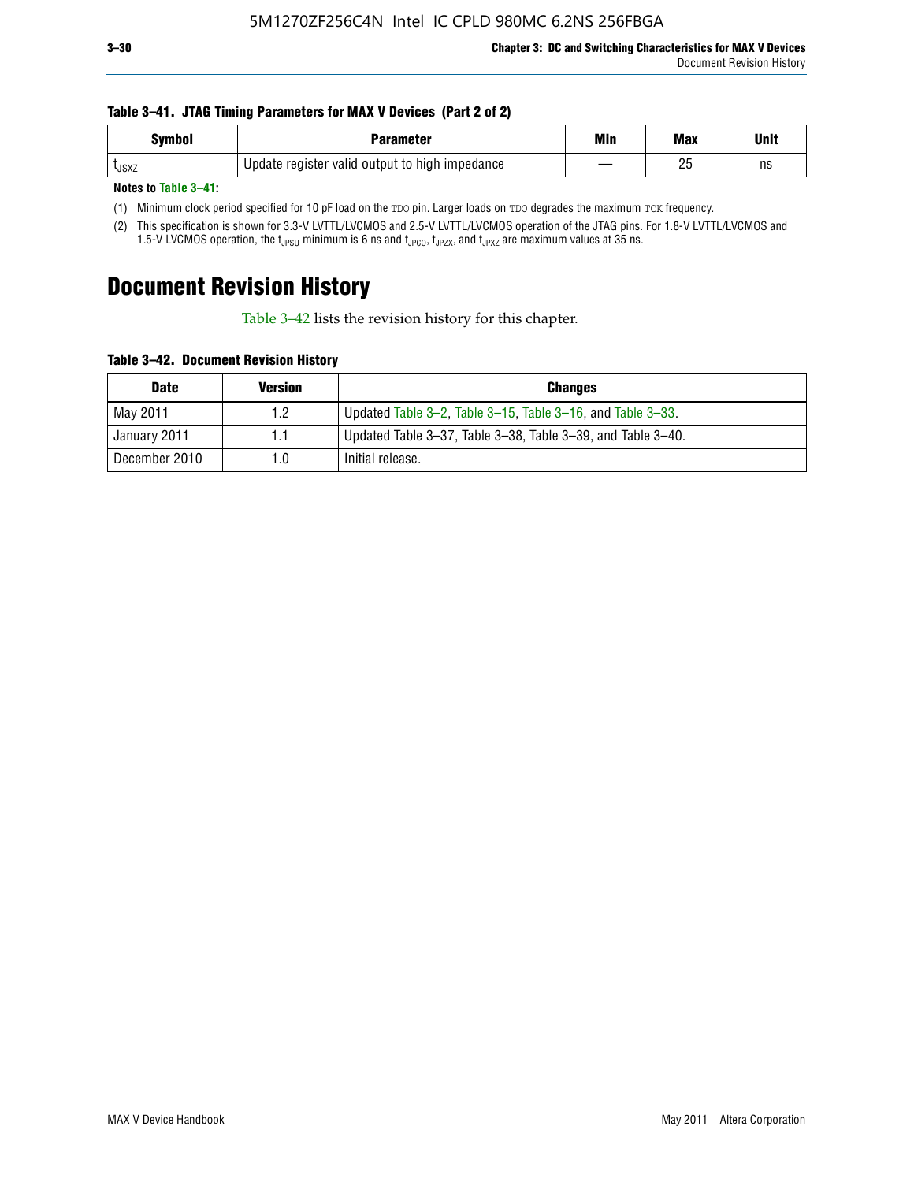**Table 3–41. JTAG Timing Parameters for MAX V Devices (Part 2 of 2)**

| Symbol | Parameter | Min | Max | Unit |
|---|---|---|---|---|
| $t_{JSXZ}$ | Update register valid output to high impedance | — | 25 | ns |

**Notes to Table 3–41:**

(1) Minimum clock period specified for 10 pF load on the TDO pin. Larger loads on TDO degrades the maximum TCK frequency.

(2) This specification is shown for 3.3-V LVTTL/LVCMOS and 2.5-V LVTTL/LVCMOS operation of the JTAG pins. For 1.8-V LVTTL/LVCMOS and 1.5-V LVCMOS operation, the $t_{JPSU}$ minimum is 6 ns and $t_{JPCO}$, $t_{JPZX}$, and $t_{JPXZ}$ are maximum values at 35 ns.

# Document Revision History

Table 3–42 lists the revision history for this chapter.

**Table 3–42. Document Revision History**

| Date | Version | Changes |
|---|---|---|
| May 2011 | 1.2 | Updated Table 3–2, Table 3–15, Table 3–16, and Table 3–33. |
| January 2011 | 1.1 | Updated Table 3–37, Table 3–38, Table 3–39, and Table 3–40. |
| December 2010 | 1.0 | Initial release. |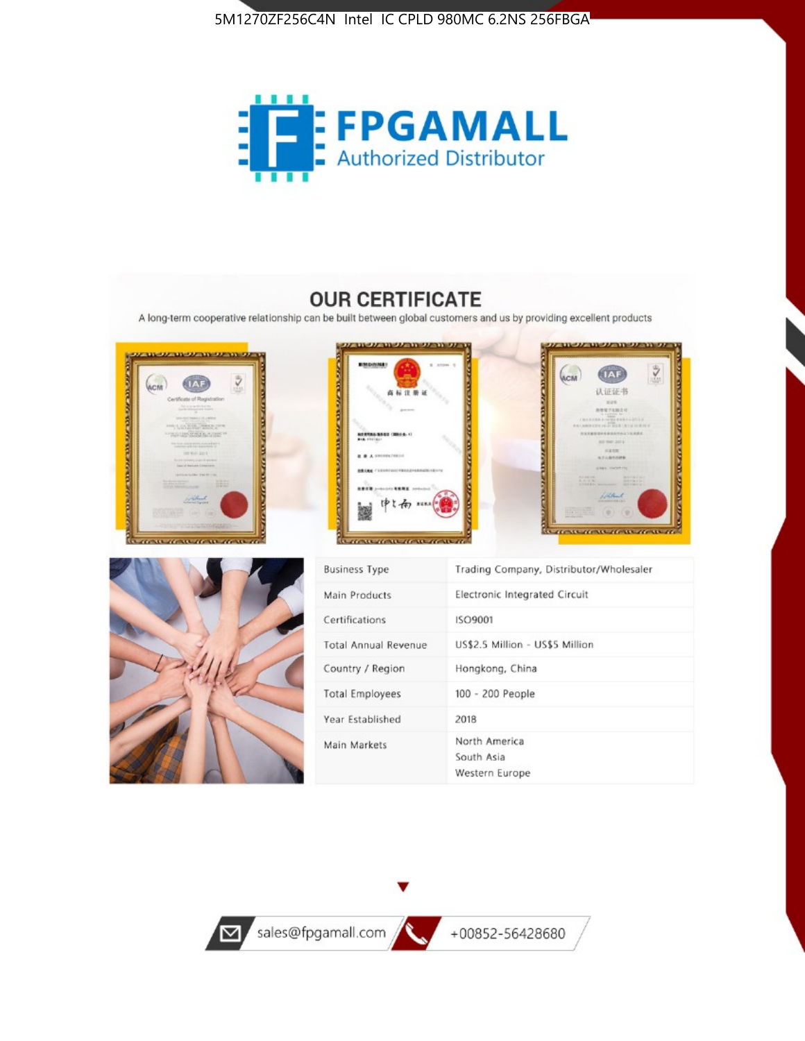FPGAMALL
Authorized Distributor

## OUR CERTIFICATE

A long-term cooperative relationship can be built between global customers and us by providing excellent products

| | |
|---|---|
| Business Type | Trading Company, Distributor/Wholesaler |
| Main Products | Electronic Integrated Circuit |
| Certifications | ISO9001 |
| Total Annual Revenue | US$2.5 Million - US$5 Million |
| Country / Region | Hongkong, China |
| Total Employees | 100 - 200 People |
| Year Established | 2018 |
| Main Markets | North America<br>South Asia<br>Western Europe |

sales@fpgamall.com

+00852-56428680